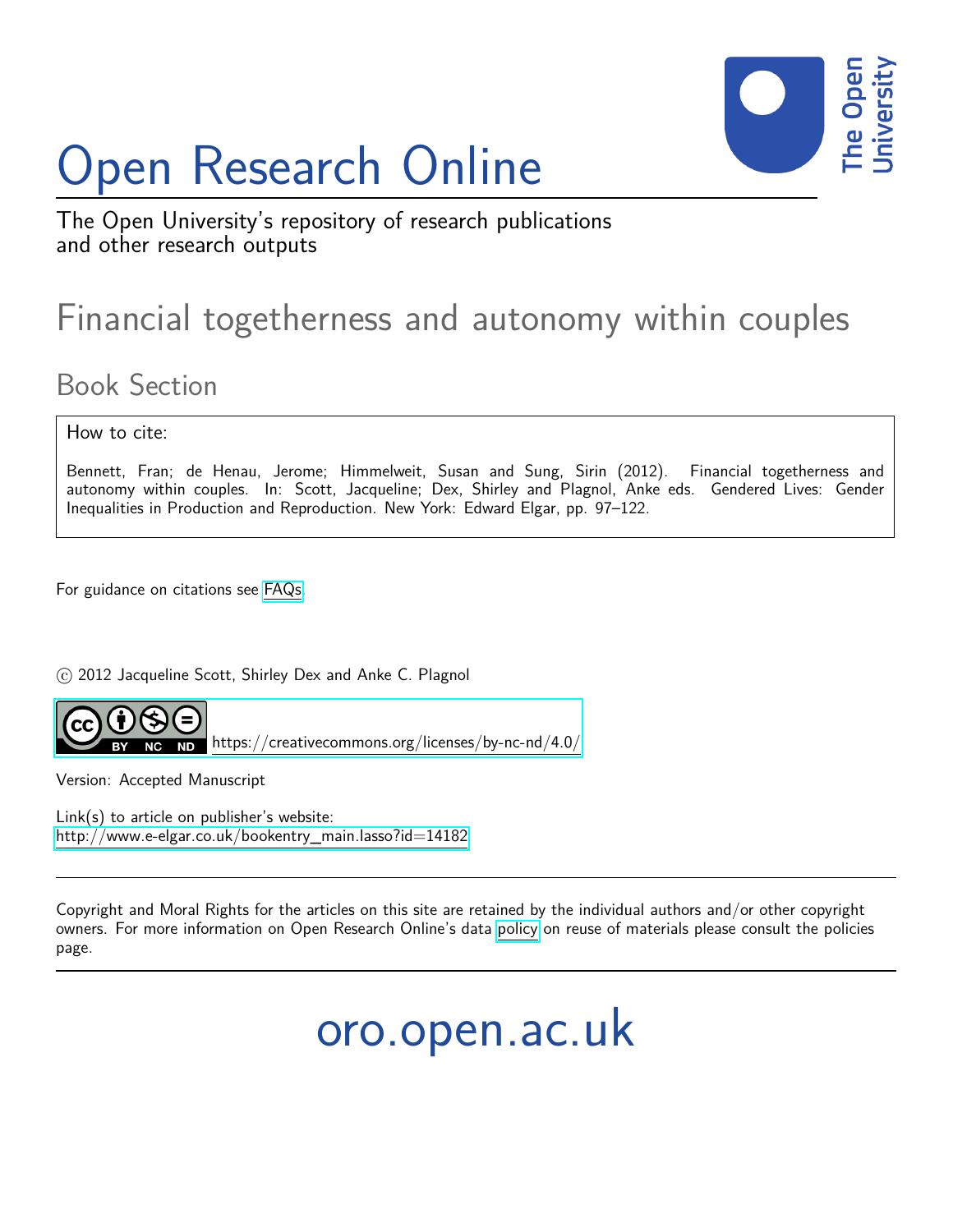# Open Research Online

The Open University's repository of research publications and other research outputs

## Financial togetherness and autonomy within couples

### Book Section

How to cite:

Bennett, Fran; de Henau, Jerome; Himmelweit, Susan and Sung, Sirin (2012). Financial togetherness and autonomy within couples. In: Scott, Jacqueline; Dex, Shirley and Plagnol, Anke eds. Gendered Lives: Gender Inequalities in Production and Reproduction. New York: Edward Elgar, pp. 97–122.

For guidance on citations see FAQs.

© 2012 Jacqueline Scott, Shirley Dex and Anke C. Plagnol

https://creativecommons.org/licenses/by-nc-nd/4.0/

Version: Accepted Manuscript

Link(s) to article on publisher's website:
http://www.e-elgar.co.uk/bookentry_main.lasso?id=14182

Copyright and Moral Rights for the articles on this site are retained by the individual authors and/or other copyright owners. For more information on Open Research Online's data policy on reuse of materials please consult the policies page.

oro.open.ac.uk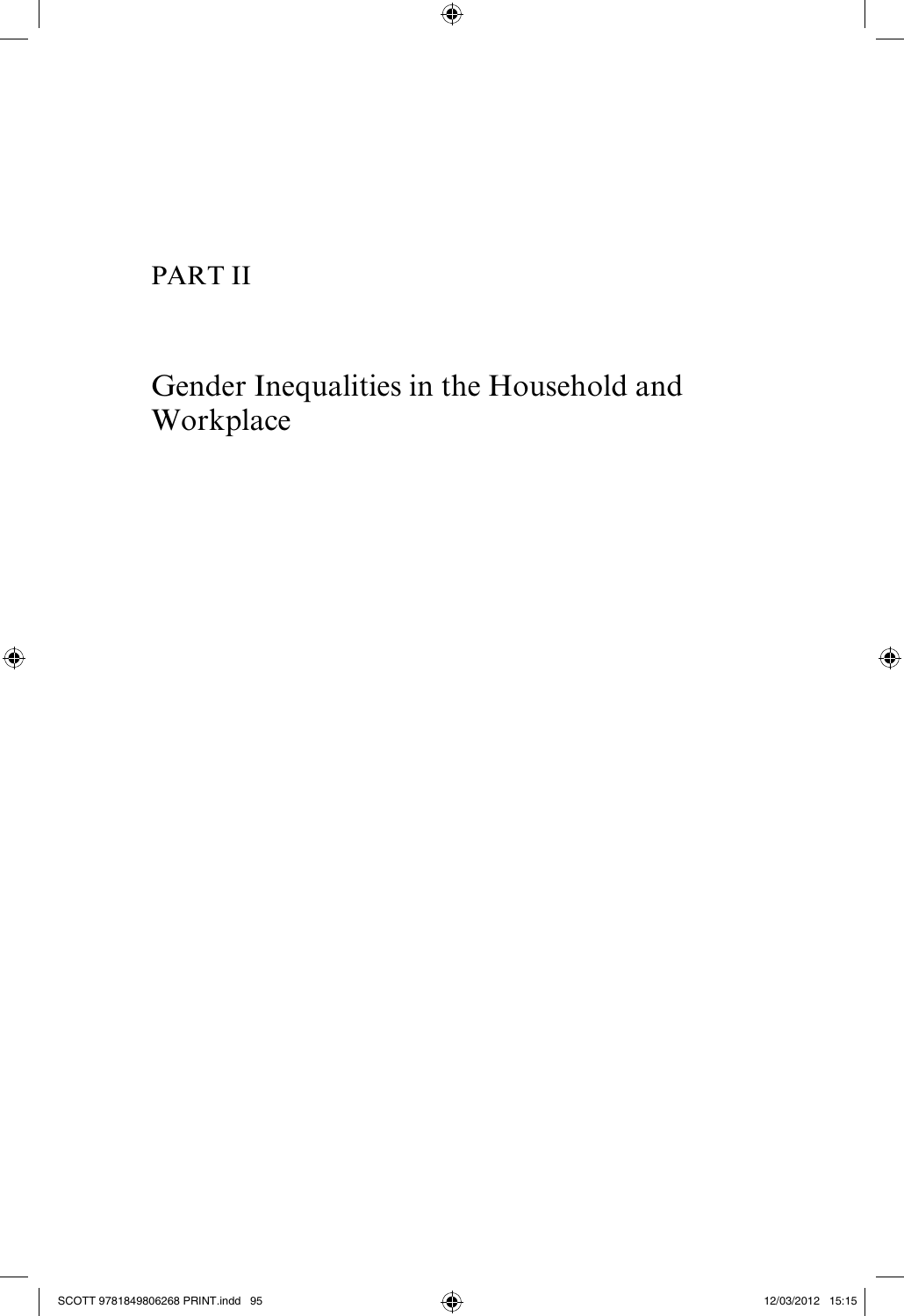# PART II

# Gender Inequalities in the Household and Workplace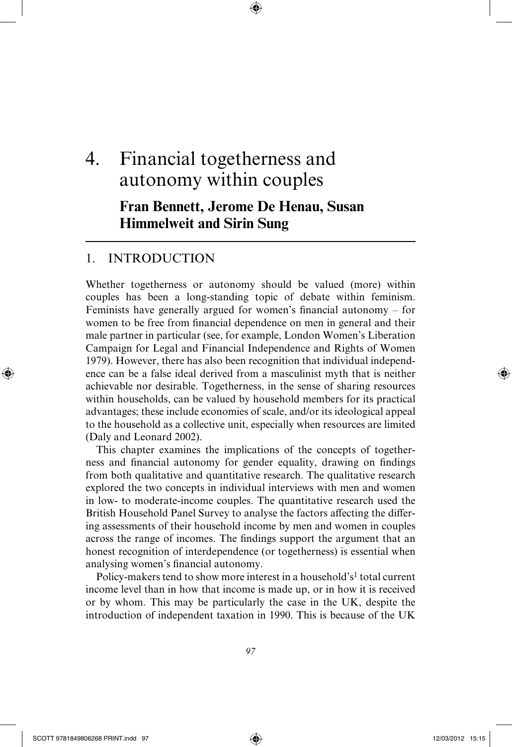# 4. Financial togetherness and autonomy within couples

**Fran Bennett, Jerome De Henau, Susan Himmelweit and Sirin Sung**

## 1. INTRODUCTION

Whether togetherness or autonomy should be valued (more) within couples has been a long-standing topic of debate within feminism. Feminists have generally argued for women's financial autonomy – for women to be free from financial dependence on men in general and their male partner in particular (see, for example, London Women's Liberation Campaign for Legal and Financial Independence and Rights of Women 1979). However, there has also been recognition that individual independence can be a false ideal derived from a masculinist myth that is neither achievable nor desirable. Togetherness, in the sense of sharing resources within households, can be valued by household members for its practical advantages; these include economies of scale, and/or its ideological appeal to the household as a collective unit, especially when resources are limited (Daly and Leonard 2002).

This chapter examines the implications of the concepts of togetherness and financial autonomy for gender equality, drawing on findings from both qualitative and quantitative research. The qualitative research explored the two concepts in individual interviews with men and women in low- to moderate-income couples. The quantitative research used the British Household Panel Survey to analyse the factors affecting the differing assessments of their household income by men and women in couples across the range of incomes. The findings support the argument that an honest recognition of interdependence (or togetherness) is essential when analysing women's financial autonomy.

Policy-makers tend to show more interest in a household's[1] total current income level than in how that income is made up, or in how it is received or by whom. This may be particularly the case in the UK, despite the introduction of independent taxation in 1990. This is because of the UK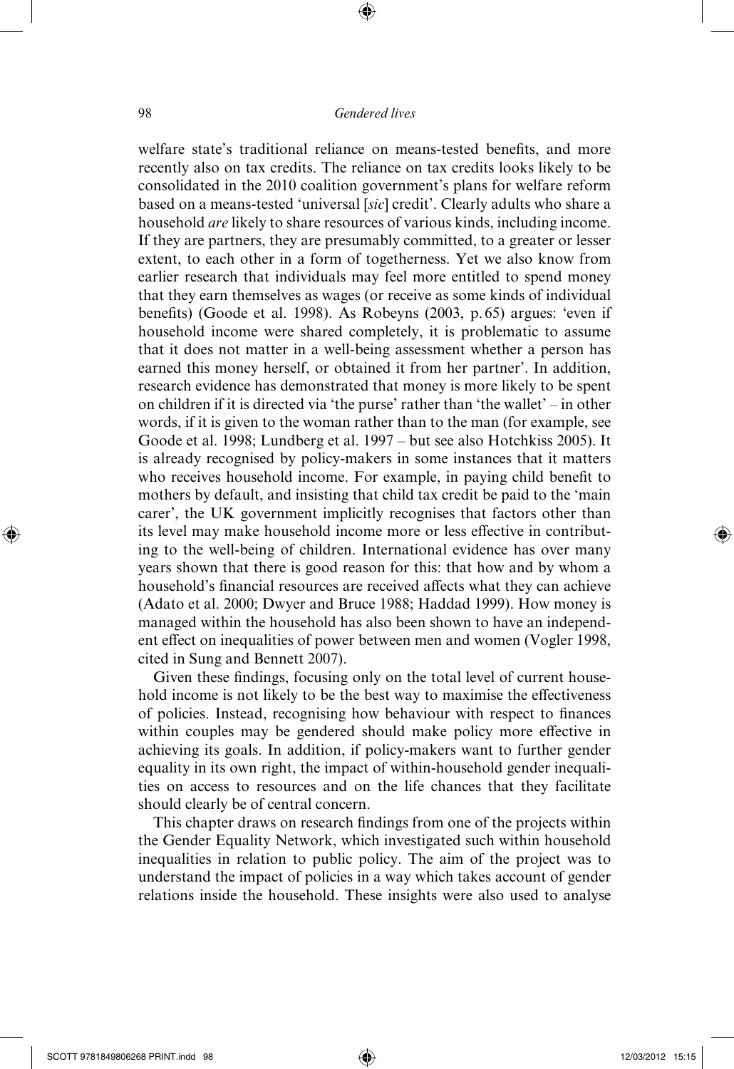welfare state's traditional reliance on means-tested benefits, and more recently also on tax credits. The reliance on tax credits looks likely to be consolidated in the 2010 coalition government's plans for welfare reform based on a means-tested 'universal [*sic*] credit'. Clearly adults who share a household *are* likely to share resources of various kinds, including income. If they are partners, they are presumably committed, to a greater or lesser extent, to each other in a form of togetherness. Yet we also know from earlier research that individuals may feel more entitled to spend money that they earn themselves as wages (or receive as some kinds of individual benefits) (Goode et al. 1998). As Robeyns (2003, p. 65) argues: 'even if household income were shared completely, it is problematic to assume that it does not matter in a well-being assessment whether a person has earned this money herself, or obtained it from her partner'. In addition, research evidence has demonstrated that money is more likely to be spent on children if it is directed via 'the purse' rather than 'the wallet' – in other words, if it is given to the woman rather than to the man (for example, see Goode et al. 1998; Lundberg et al. 1997 – but see also Hotchkiss 2005). It is already recognised by policy-makers in some instances that it matters who receives household income. For example, in paying child benefit to mothers by default, and insisting that child tax credit be paid to the 'main carer', the UK government implicitly recognises that factors other than its level may make household income more or less effective in contributing to the well-being of children. International evidence has over many years shown that there is good reason for this: that how and by whom a household's financial resources are received affects what they can achieve (Adato et al. 2000; Dwyer and Bruce 1988; Haddad 1999). How money is managed within the household has also been shown to have an independent effect on inequalities of power between men and women (Vogler 1998, cited in Sung and Bennett 2007).

Given these findings, focusing only on the total level of current household income is not likely to be the best way to maximise the effectiveness of policies. Instead, recognising how behaviour with respect to finances within couples may be gendered should make policy more effective in achieving its goals. In addition, if policy-makers want to further gender equality in its own right, the impact of within-household gender inequalities on access to resources and on the life chances that they facilitate should clearly be of central concern.

This chapter draws on research findings from one of the projects within the Gender Equality Network, which investigated such within household inequalities in relation to public policy. The aim of the project was to understand the impact of policies in a way which takes account of gender relations inside the household. These insights were also used to analyse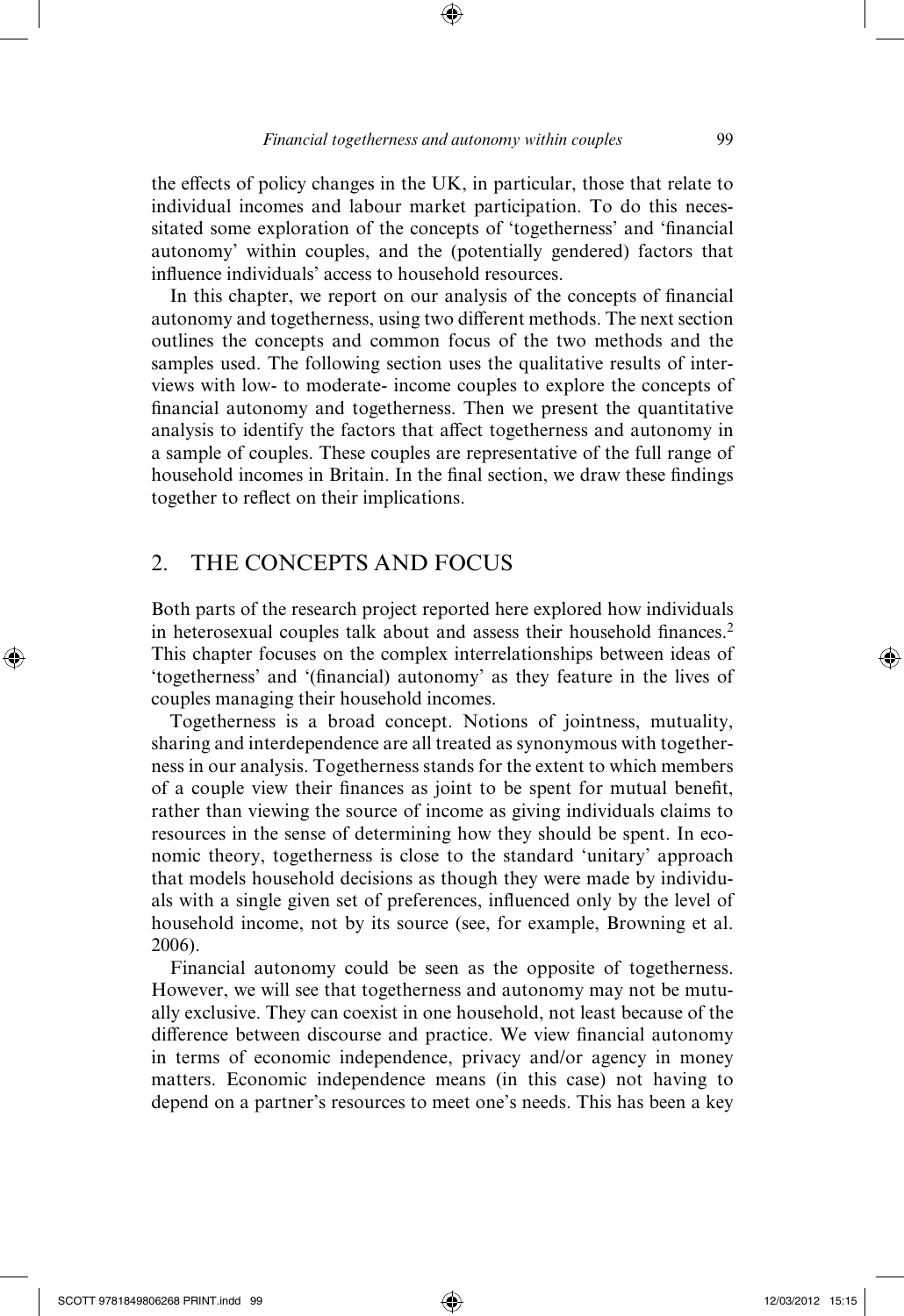the effects of policy changes in the UK, in particular, those that relate to individual incomes and labour market participation. To do this necessitated some exploration of the concepts of 'togetherness' and 'financial autonomy' within couples, and the (potentially gendered) factors that influence individuals' access to household resources.

In this chapter, we report on our analysis of the concepts of financial autonomy and togetherness, using two different methods. The next section outlines the concepts and common focus of the two methods and the samples used. The following section uses the qualitative results of interviews with low- to moderate- income couples to explore the concepts of financial autonomy and togetherness. Then we present the quantitative analysis to identify the factors that affect togetherness and autonomy in a sample of couples. These couples are representative of the full range of household incomes in Britain. In the final section, we draw these findings together to reflect on their implications.

## 2. THE CONCEPTS AND FOCUS

Both parts of the research project reported here explored how individuals in heterosexual couples talk about and assess their household finances.[2] This chapter focuses on the complex interrelationships between ideas of 'togetherness' and '(financial) autonomy' as they feature in the lives of couples managing their household incomes.

Togetherness is a broad concept. Notions of jointness, mutuality, sharing and interdependence are all treated as synonymous with togetherness in our analysis. Togetherness stands for the extent to which members of a couple view their finances as joint to be spent for mutual benefit, rather than viewing the source of income as giving individuals claims to resources in the sense of determining how they should be spent. In economic theory, togetherness is close to the standard 'unitary' approach that models household decisions as though they were made by individuals with a single given set of preferences, influenced only by the level of household income, not by its source (see, for example, Browning et al. 2006).

Financial autonomy could be seen as the opposite of togetherness. However, we will see that togetherness and autonomy may not be mutually exclusive. They can coexist in one household, not least because of the difference between discourse and practice. We view financial autonomy in terms of economic independence, privacy and/or agency in money matters. Economic independence means (in this case) not having to depend on a partner's resources to meet one's needs. This has been a key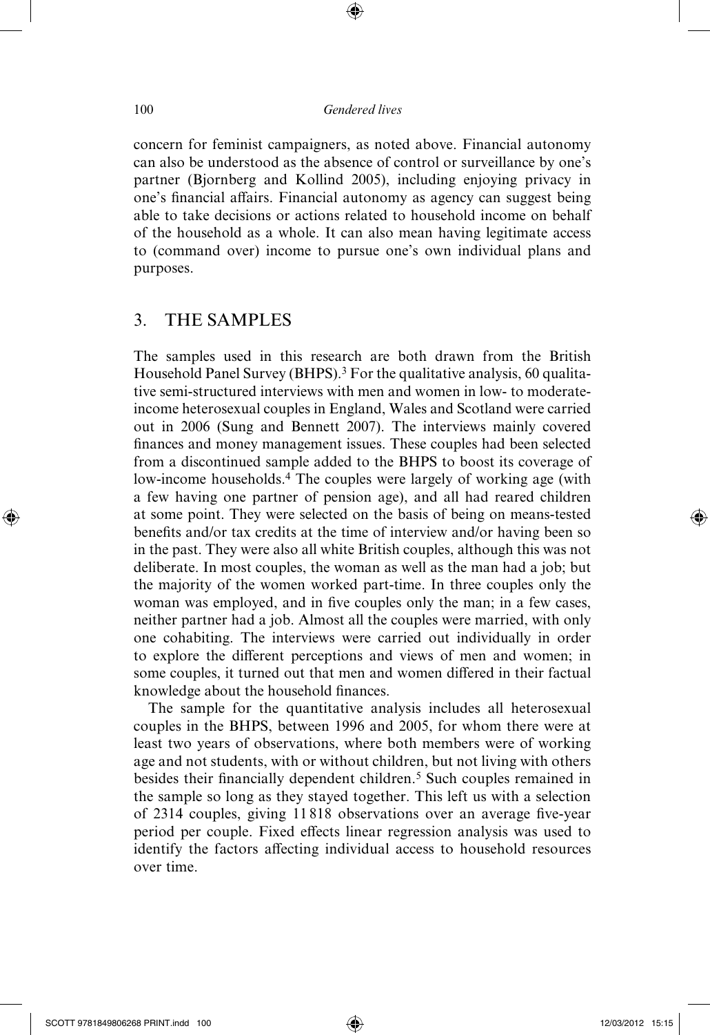concern for feminist campaigners, as noted above. Financial autonomy can also be understood as the absence of control or surveillance by one's partner (Bjornberg and Kollind 2005), including enjoying privacy in one's financial affairs. Financial autonomy as agency can suggest being able to take decisions or actions related to household income on behalf of the household as a whole. It can also mean having legitimate access to (command over) income to pursue one's own individual plans and purposes.

## 3. THE SAMPLES

The samples used in this research are both drawn from the British Household Panel Survey (BHPS).[3] For the qualitative analysis, 60 qualitative semi-structured interviews with men and women in low- to moderate-income heterosexual couples in England, Wales and Scotland were carried out in 2006 (Sung and Bennett 2007). The interviews mainly covered finances and money management issues. These couples had been selected from a discontinued sample added to the BHPS to boost its coverage of low-income households.[4] The couples were largely of working age (with a few having one partner of pension age), and all had reared children at some point. They were selected on the basis of being on means-tested benefits and/or tax credits at the time of interview and/or having been so in the past. They were also all white British couples, although this was not deliberate. In most couples, the woman as well as the man had a job; but the majority of the women worked part-time. In three couples only the woman was employed, and in five couples only the man; in a few cases, neither partner had a job. Almost all the couples were married, with only one cohabiting. The interviews were carried out individually in order to explore the different perceptions and views of men and women; in some couples, it turned out that men and women differed in their factual knowledge about the household finances.

The sample for the quantitative analysis includes all heterosexual couples in the BHPS, between 1996 and 2005, for whom there were at least two years of observations, where both members were of working age and not students, with or without children, but not living with others besides their financially dependent children.[5] Such couples remained in the sample so long as they stayed together. This left us with a selection of 2314 couples, giving 11 818 observations over an average five-year period per couple. Fixed effects linear regression analysis was used to identify the factors affecting individual access to household resources over time.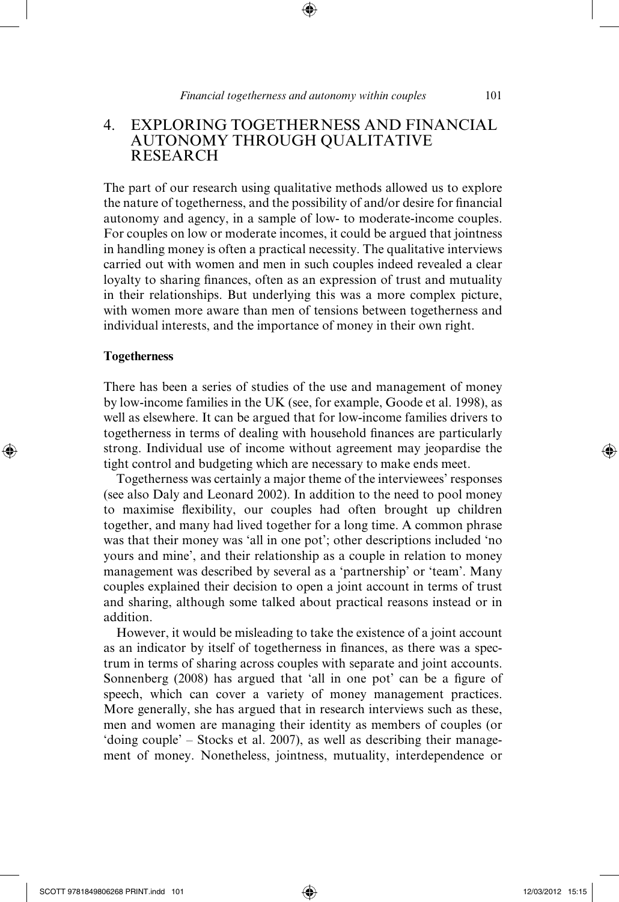## 4. EXPLORING TOGETHERNESS AND FINANCIAL AUTONOMY THROUGH QUALITATIVE RESEARCH

The part of our research using qualitative methods allowed us to explore the nature of togetherness, and the possibility of and/or desire for financial autonomy and agency, in a sample of low- to moderate-income couples. For couples on low or moderate incomes, it could be argued that jointness in handling money is often a practical necessity. The qualitative interviews carried out with women and men in such couples indeed revealed a clear loyalty to sharing finances, often as an expression of trust and mutuality in their relationships. But underlying this was a more complex picture, with women more aware than men of tensions between togetherness and individual interests, and the importance of money in their own right.

### Togetherness

There has been a series of studies of the use and management of money by low-income families in the UK (see, for example, Goode et al. 1998), as well as elsewhere. It can be argued that for low-income families drivers to togetherness in terms of dealing with household finances are particularly strong. Individual use of income without agreement may jeopardise the tight control and budgeting which are necessary to make ends meet.

Togetherness was certainly a major theme of the interviewees' responses (see also Daly and Leonard 2002). In addition to the need to pool money to maximise flexibility, our couples had often brought up children together, and many had lived together for a long time. A common phrase was that their money was 'all in one pot'; other descriptions included 'no yours and mine', and their relationship as a couple in relation to money management was described by several as a 'partnership' or 'team'. Many couples explained their decision to open a joint account in terms of trust and sharing, although some talked about practical reasons instead or in addition.

However, it would be misleading to take the existence of a joint account as an indicator by itself of togetherness in finances, as there was a spectrum in terms of sharing across couples with separate and joint accounts. Sonnenberg (2008) has argued that 'all in one pot' can be a figure of speech, which can cover a variety of money management practices. More generally, she has argued that in research interviews such as these, men and women are managing their identity as members of couples (or 'doing couple' – Stocks et al. 2007), as well as describing their management of money. Nonetheless, jointness, mutuality, interdependence or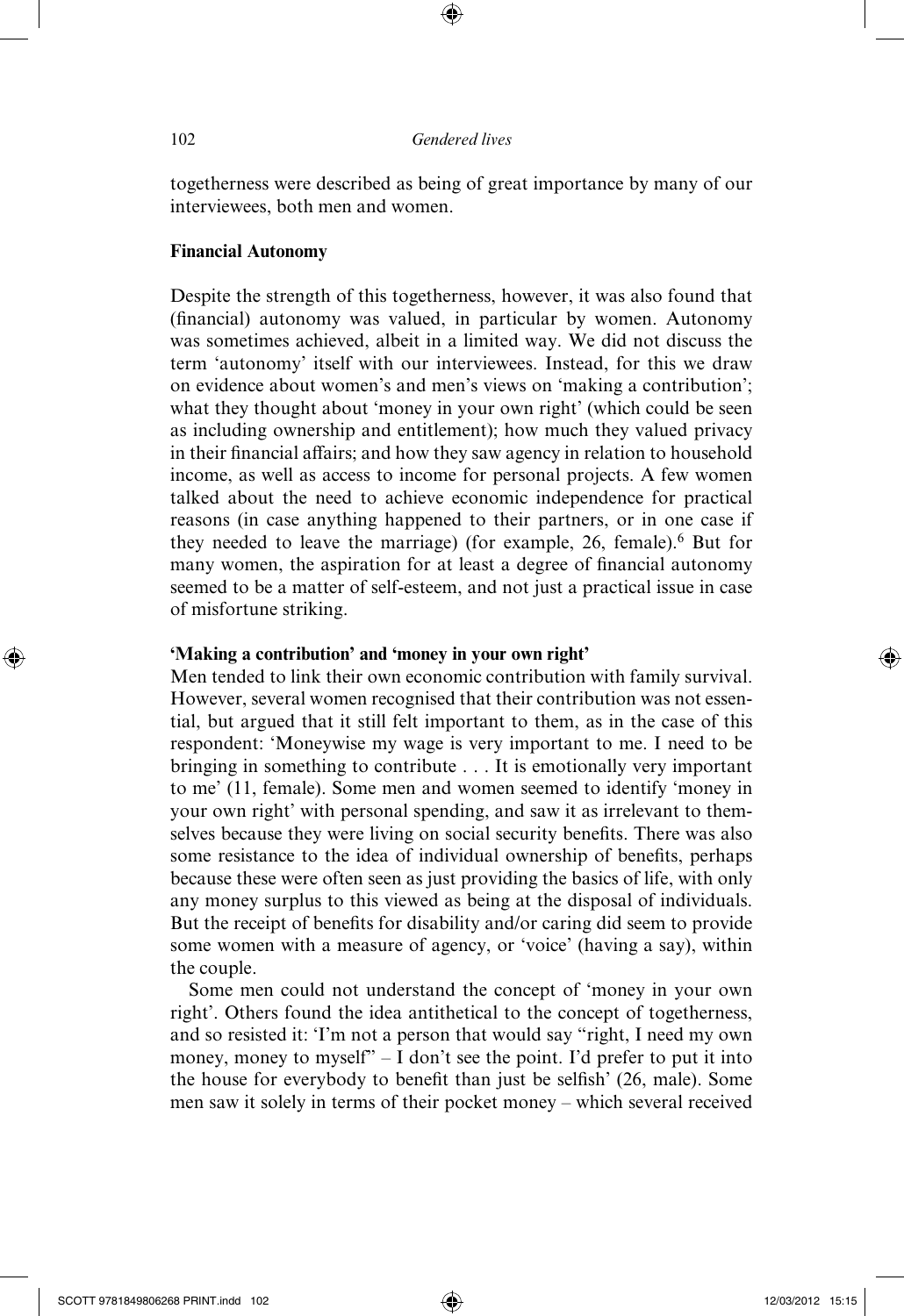togetherness were described as being of great importance by many of our interviewees, both men and women.

### Financial Autonomy

Despite the strength of this togetherness, however, it was also found that (financial) autonomy was valued, in particular by women. Autonomy was sometimes achieved, albeit in a limited way. We did not discuss the term 'autonomy' itself with our interviewees. Instead, for this we draw on evidence about women's and men's views on 'making a contribution'; what they thought about 'money in your own right' (which could be seen as including ownership and entitlement); how much they valued privacy in their financial affairs; and how they saw agency in relation to household income, as well as access to income for personal projects. A few women talked about the need to achieve economic independence for practical reasons (in case anything happened to their partners, or in one case if they needed to leave the marriage) (for example, 26, female).[6] But for many women, the aspiration for at least a degree of financial autonomy seemed to be a matter of self-esteem, and not just a practical issue in case of misfortune striking.

#### 'Making a contribution' and 'money in your own right'

Men tended to link their own economic contribution with family survival. However, several women recognised that their contribution was not essential, but argued that it still felt important to them, as in the case of this respondent: 'Moneywise my wage is very important to me. I need to be bringing in something to contribute . . . It is emotionally very important to me' (11, female). Some men and women seemed to identify 'money in your own right' with personal spending, and saw it as irrelevant to themselves because they were living on social security benefits. There was also some resistance to the idea of individual ownership of benefits, perhaps because these were often seen as just providing the basics of life, with only any money surplus to this viewed as being at the disposal of individuals. But the receipt of benefits for disability and/or caring did seem to provide some women with a measure of agency, or 'voice' (having a say), within the couple.

Some men could not understand the concept of 'money in your own right'. Others found the idea antithetical to the concept of togetherness, and so resisted it: 'I'm not a person that would say "right, I need my own money, money to myself" – I don't see the point. I'd prefer to put it into the house for everybody to benefit than just be selfish' (26, male). Some men saw it solely in terms of their pocket money – which several received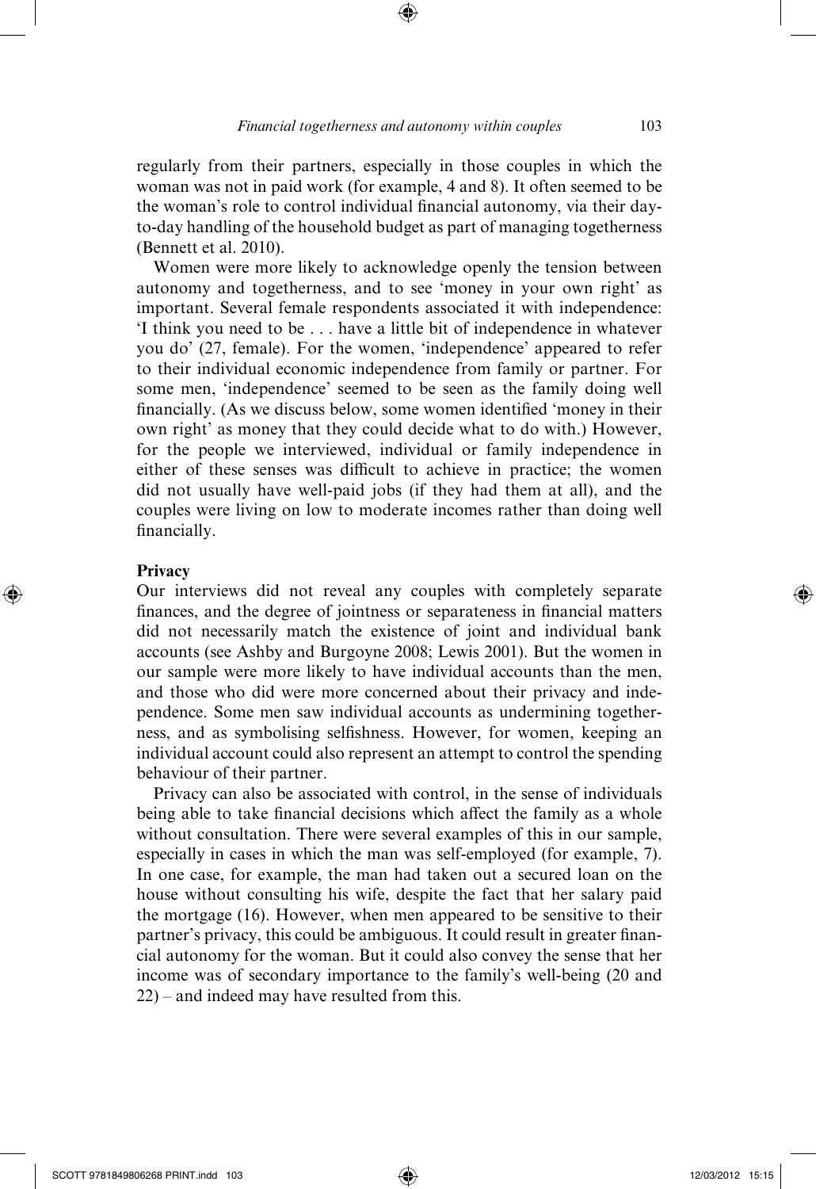regularly from their partners, especially in those couples in which the woman was not in paid work (for example, 4 and 8). It often seemed to be the woman's role to control individual financial autonomy, via their day-to-day handling of the household budget as part of managing togetherness (Bennett et al. 2010).

Women were more likely to acknowledge openly the tension between autonomy and togetherness, and to see 'money in your own right' as important. Several female respondents associated it with independence: 'I think you need to be . . . have a little bit of independence in whatever you do' (27, female). For the women, 'independence' appeared to refer to their individual economic independence from family or partner. For some men, 'independence' seemed to be seen as the family doing well financially. (As we discuss below, some women identified 'money in their own right' as money that they could decide what to do with.) However, for the people we interviewed, individual or family independence in either of these senses was difficult to achieve in practice; the women did not usually have well-paid jobs (if they had them at all), and the couples were living on low to moderate incomes rather than doing well financially.

**Privacy**

Our interviews did not reveal any couples with completely separate finances, and the degree of jointness or separateness in financial matters did not necessarily match the existence of joint and individual bank accounts (see Ashby and Burgoyne 2008; Lewis 2001). But the women in our sample were more likely to have individual accounts than the men, and those who did were more concerned about their privacy and independence. Some men saw individual accounts as undermining togetherness, and as symbolising selfishness. However, for women, keeping an individual account could also represent an attempt to control the spending behaviour of their partner.

Privacy can also be associated with control, in the sense of individuals being able to take financial decisions which affect the family as a whole without consultation. There were several examples of this in our sample, especially in cases in which the man was self-employed (for example, 7). In one case, for example, the man had taken out a secured loan on the house without consulting his wife, despite the fact that her salary paid the mortgage (16). However, when men appeared to be sensitive to their partner's privacy, this could be ambiguous. It could result in greater financial autonomy for the woman. But it could also convey the sense that her income was of secondary importance to the family's well-being (20 and 22) – and indeed may have resulted from this.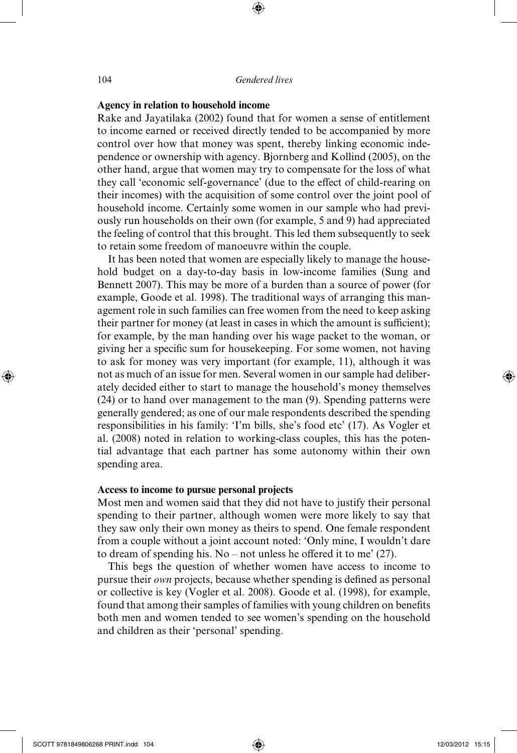**Agency in relation to household income**

Rake and Jayatilaka (2002) found that for women a sense of entitlement to income earned or received directly tended to be accompanied by more control over how that money was spent, thereby linking economic independence or ownership with agency. Bjornberg and Kollind (2005), on the other hand, argue that women may try to compensate for the loss of what they call 'economic self-governance' (due to the effect of child-rearing on their incomes) with the acquisition of some control over the joint pool of household income. Certainly some women in our sample who had previously run households on their own (for example, 5 and 9) had appreciated the feeling of control that this brought. This led them subsequently to seek to retain some freedom of manoeuvre within the couple.

It has been noted that women are especially likely to manage the household budget on a day-to-day basis in low-income families (Sung and Bennett 2007). This may be more of a burden than a source of power (for example, Goode et al. 1998). The traditional ways of arranging this management role in such families can free women from the need to keep asking their partner for money (at least in cases in which the amount is sufficient); for example, by the man handing over his wage packet to the woman, or giving her a specific sum for housekeeping. For some women, not having to ask for money was very important (for example, 11), although it was not as much of an issue for men. Several women in our sample had deliberately decided either to start to manage the household's money themselves (24) or to hand over management to the man (9). Spending patterns were generally gendered; as one of our male respondents described the spending responsibilities in his family: 'I'm bills, she's food etc' (17). As Vogler et al. (2008) noted in relation to working-class couples, this has the potential advantage that each partner has some autonomy within their own spending area.

**Access to income to pursue personal projects**

Most men and women said that they did not have to justify their personal spending to their partner, although women were more likely to say that they saw only their own money as theirs to spend. One female respondent from a couple without a joint account noted: 'Only mine, I wouldn't dare to dream of spending his. No – not unless he offered it to me' (27).

This begs the question of whether women have access to income to pursue their *own* projects, because whether spending is defined as personal or collective is key (Vogler et al. 2008). Goode et al. (1998), for example, found that among their samples of families with young children on benefits both men and women tended to see women's spending on the household and children as their 'personal' spending.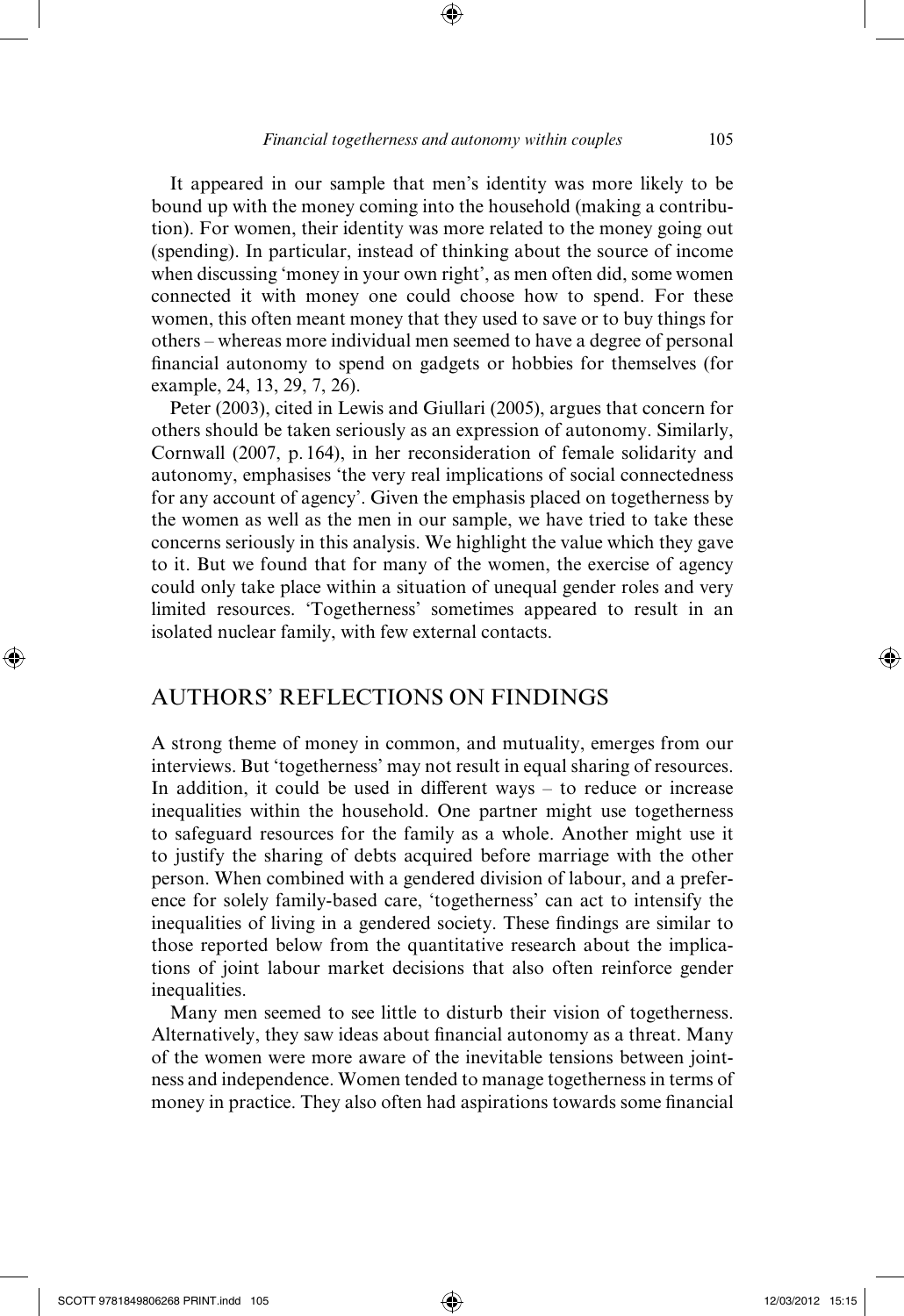It appeared in our sample that men's identity was more likely to be bound up with the money coming into the household (making a contribution). For women, their identity was more related to the money going out (spending). In particular, instead of thinking about the source of income when discussing 'money in your own right', as men often did, some women connected it with money one could choose how to spend. For these women, this often meant money that they used to save or to buy things for others – whereas more individual men seemed to have a degree of personal financial autonomy to spend on gadgets or hobbies for themselves (for example, 24, 13, 29, 7, 26).

Peter (2003), cited in Lewis and Giullari (2005), argues that concern for others should be taken seriously as an expression of autonomy. Similarly, Cornwall (2007, p. 164), in her reconsideration of female solidarity and autonomy, emphasises 'the very real implications of social connectedness for any account of agency'. Given the emphasis placed on togetherness by the women as well as the men in our sample, we have tried to take these concerns seriously in this analysis. We highlight the value which they gave to it. But we found that for many of the women, the exercise of agency could only take place within a situation of unequal gender roles and very limited resources. 'Togetherness' sometimes appeared to result in an isolated nuclear family, with few external contacts.

## AUTHORS' REFLECTIONS ON FINDINGS

A strong theme of money in common, and mutuality, emerges from our interviews. But 'togetherness' may not result in equal sharing of resources. In addition, it could be used in different ways – to reduce or increase inequalities within the household. One partner might use togetherness to safeguard resources for the family as a whole. Another might use it to justify the sharing of debts acquired before marriage with the other person. When combined with a gendered division of labour, and a preference for solely family-based care, 'togetherness' can act to intensify the inequalities of living in a gendered society. These findings are similar to those reported below from the quantitative research about the implications of joint labour market decisions that also often reinforce gender inequalities.

Many men seemed to see little to disturb their vision of togetherness. Alternatively, they saw ideas about financial autonomy as a threat. Many of the women were more aware of the inevitable tensions between jointness and independence. Women tended to manage togetherness in terms of money in practice. They also often had aspirations towards some financial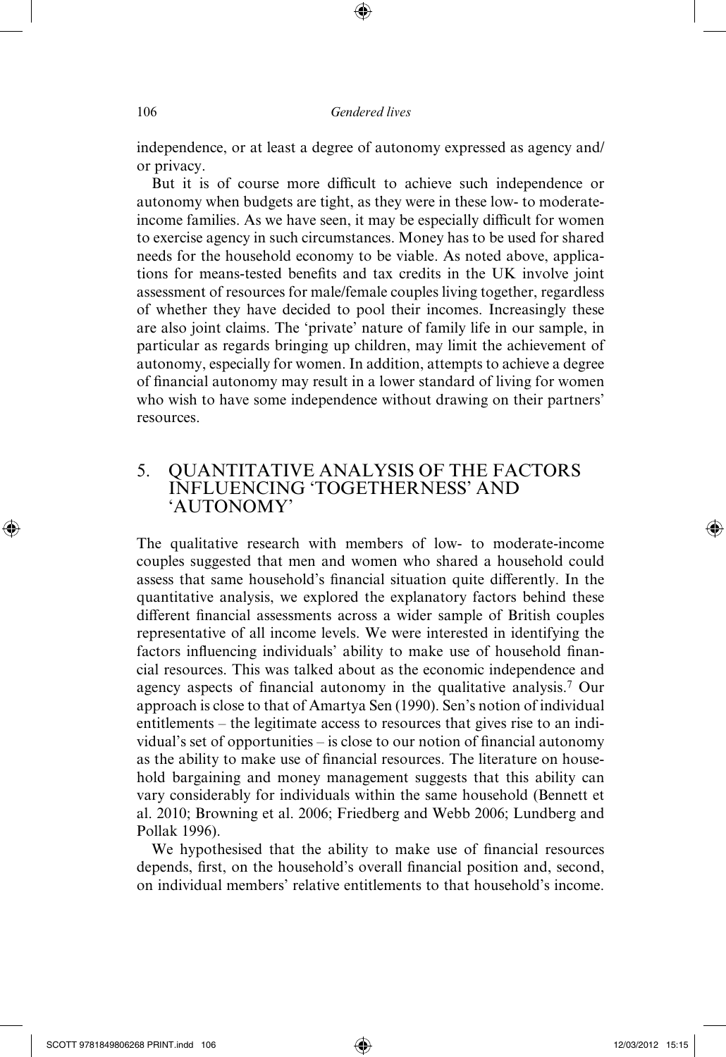independence, or at least a degree of autonomy expressed as agency and/or privacy.

But it is of course more difficult to achieve such independence or autonomy when budgets are tight, as they were in these low- to moderate-income families. As we have seen, it may be especially difficult for women to exercise agency in such circumstances. Money has to be used for shared needs for the household economy to be viable. As noted above, applications for means-tested benefits and tax credits in the UK involve joint assessment of resources for male/female couples living together, regardless of whether they have decided to pool their incomes. Increasingly these are also joint claims. The 'private' nature of family life in our sample, in particular as regards bringing up children, may limit the achievement of autonomy, especially for women. In addition, attempts to achieve a degree of financial autonomy may result in a lower standard of living for women who wish to have some independence without drawing on their partners' resources.

## 5. QUANTITATIVE ANALYSIS OF THE FACTORS INFLUENCING 'TOGETHERNESS' AND 'AUTONOMY'

The qualitative research with members of low- to moderate-income couples suggested that men and women who shared a household could assess that same household's financial situation quite differently. In the quantitative analysis, we explored the explanatory factors behind these different financial assessments across a wider sample of British couples representative of all income levels. We were interested in identifying the factors influencing individuals' ability to make use of household financial resources. This was talked about as the economic independence and agency aspects of financial autonomy in the qualitative analysis.[7] Our approach is close to that of Amartya Sen (1990). Sen's notion of individual entitlements – the legitimate access to resources that gives rise to an individual's set of opportunities – is close to our notion of financial autonomy as the ability to make use of financial resources. The literature on household bargaining and money management suggests that this ability can vary considerably for individuals within the same household (Bennett et al. 2010; Browning et al. 2006; Friedberg and Webb 2006; Lundberg and Pollak 1996).

We hypothesised that the ability to make use of financial resources depends, first, on the household's overall financial position and, second, on individual members' relative entitlements to that household's income.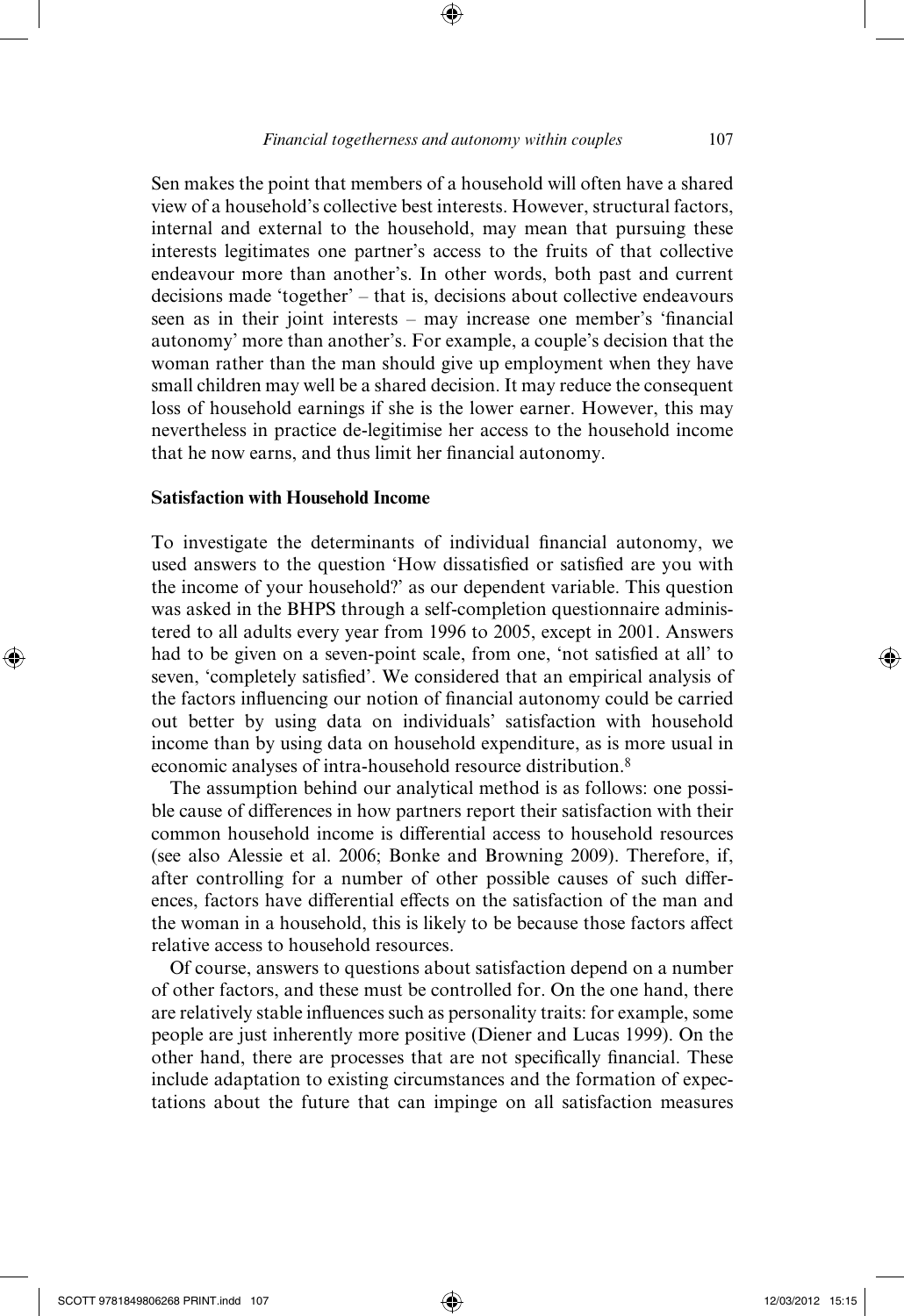Sen makes the point that members of a household will often have a shared view of a household's collective best interests. However, structural factors, internal and external to the household, may mean that pursuing these interests legitimates one partner's access to the fruits of that collective endeavour more than another's. In other words, both past and current decisions made 'together' – that is, decisions about collective endeavours seen as in their joint interests – may increase one member's 'financial autonomy' more than another's. For example, a couple's decision that the woman rather than the man should give up employment when they have small children may well be a shared decision. It may reduce the consequent loss of household earnings if she is the lower earner. However, this may nevertheless in practice de-legitimise her access to the household income that he now earns, and thus limit her financial autonomy.

## Satisfaction with Household Income

To investigate the determinants of individual financial autonomy, we used answers to the question 'How dissatisfied or satisfied are you with the income of your household?' as our dependent variable. This question was asked in the BHPS through a self-completion questionnaire administered to all adults every year from 1996 to 2005, except in 2001. Answers had to be given on a seven-point scale, from one, 'not satisfied at all' to seven, 'completely satisfied'. We considered that an empirical analysis of the factors influencing our notion of financial autonomy could be carried out better by using data on individuals' satisfaction with household income than by using data on household expenditure, as is more usual in economic analyses of intra-household resource distribution.[8]

The assumption behind our analytical method is as follows: one possible cause of differences in how partners report their satisfaction with their common household income is differential access to household resources (see also Alessie et al. 2006; Bonke and Browning 2009). Therefore, if, after controlling for a number of other possible causes of such differences, factors have differential effects on the satisfaction of the man and the woman in a household, this is likely to be because those factors affect relative access to household resources.

Of course, answers to questions about satisfaction depend on a number of other factors, and these must be controlled for. On the one hand, there are relatively stable influences such as personality traits: for example, some people are just inherently more positive (Diener and Lucas 1999). On the other hand, there are processes that are not specifically financial. These include adaptation to existing circumstances and the formation of expectations about the future that can impinge on all satisfaction measures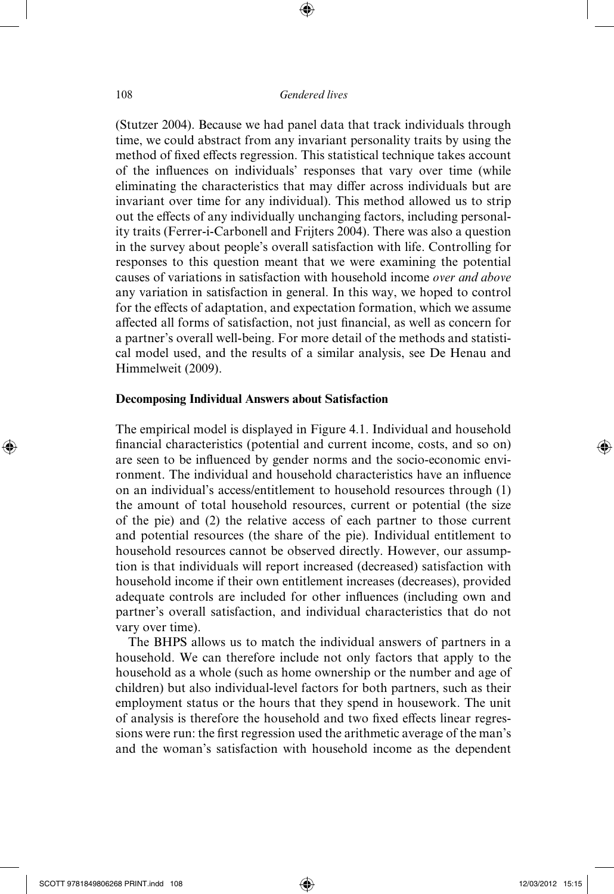(Stutzer 2004). Because we had panel data that track individuals through time, we could abstract from any invariant personality traits by using the method of fixed effects regression. This statistical technique takes account of the influences on individuals' responses that vary over time (while eliminating the characteristics that may differ across individuals but are invariant over time for any individual). This method allowed us to strip out the effects of any individually unchanging factors, including personality traits (Ferrer-i-Carbonell and Frijters 2004). There was also a question in the survey about people's overall satisfaction with life. Controlling for responses to this question meant that we were examining the potential causes of variations in satisfaction with household income *over and above* any variation in satisfaction in general. In this way, we hoped to control for the effects of adaptation, and expectation formation, which we assume affected all forms of satisfaction, not just financial, as well as concern for a partner's overall well-being. For more detail of the methods and statistical model used, and the results of a similar analysis, see De Henau and Himmelweit (2009).

### Decomposing Individual Answers about Satisfaction

The empirical model is displayed in Figure 4.1. Individual and household financial characteristics (potential and current income, costs, and so on) are seen to be influenced by gender norms and the socio-economic environment. The individual and household characteristics have an influence on an individual's access/entitlement to household resources through (1) the amount of total household resources, current or potential (the size of the pie) and (2) the relative access of each partner to those current and potential resources (the share of the pie). Individual entitlement to household resources cannot be observed directly. However, our assumption is that individuals will report increased (decreased) satisfaction with household income if their own entitlement increases (decreases), provided adequate controls are included for other influences (including own and partner's overall satisfaction, and individual characteristics that do not vary over time).

The BHPS allows us to match the individual answers of partners in a household. We can therefore include not only factors that apply to the household as a whole (such as home ownership or the number and age of children) but also individual-level factors for both partners, such as their employment status or the hours that they spend in housework. The unit of analysis is therefore the household and two fixed effects linear regressions were run: the first regression used the arithmetic average of the man's and the woman's satisfaction with household income as the dependent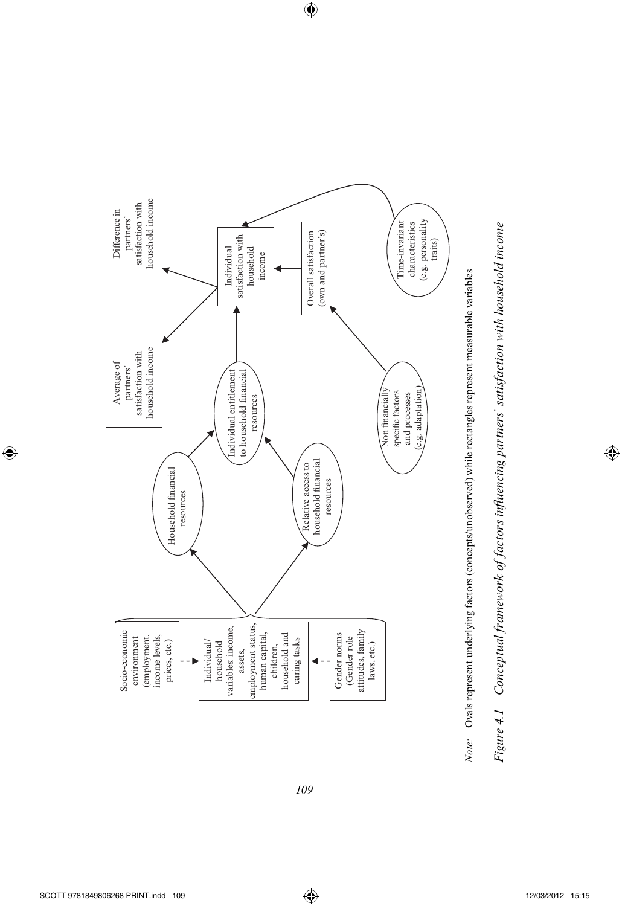Socio-economic environment (employment, income levels, prices, etc.)

Individual/ household variables: income, assets, employment status, human capital, children, household and caring tasks

Gender norms (Gender role attitudes, family laws, etc.)

Household financial resources

Relative access to household financial resources

Individual entitlement to household financial resources

Non financially specific factors and processes (e.g. adaptation)

Individual satisfaction with household income

Overall satisfaction (own and partner's)

Time-invariant characteristics (e.g. personality traits)

Average of partners' satisfaction with household income

Difference in partners' satisfaction with household income

*Note:* Ovals represent underlying factors (concepts/unobserved) while rectangles represent measurable variables

*Figure 4.1 Conceptual framework of factors influencing partners' satisfaction with household income*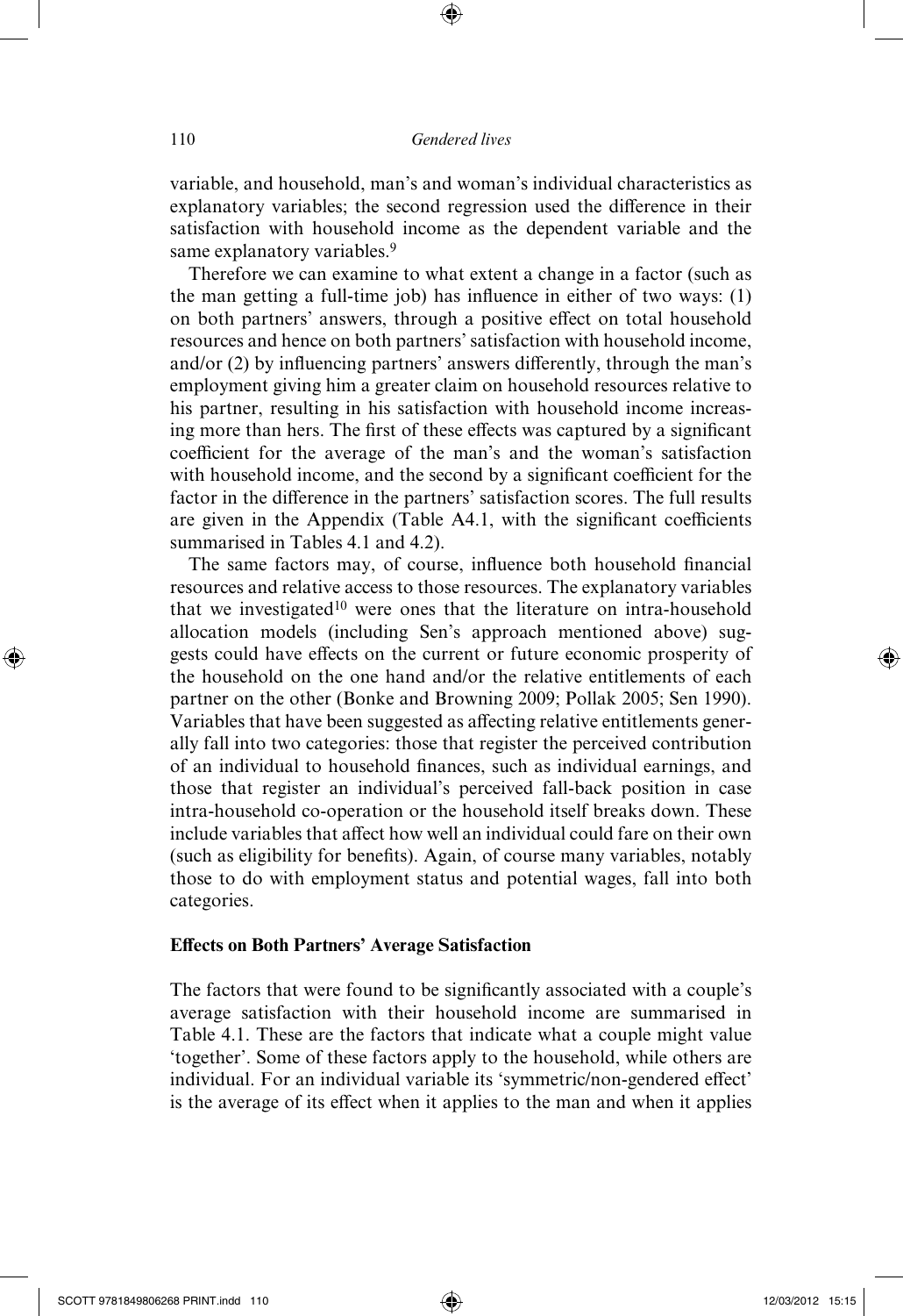variable, and household, man's and woman's individual characteristics as explanatory variables; the second regression used the difference in their satisfaction with household income as the dependent variable and the same explanatory variables.[9]

Therefore we can examine to what extent a change in a factor (such as the man getting a full-time job) has influence in either of two ways: (1) on both partners' answers, through a positive effect on total household resources and hence on both partners' satisfaction with household income, and/or (2) by influencing partners' answers differently, through the man's employment giving him a greater claim on household resources relative to his partner, resulting in his satisfaction with household income increasing more than hers. The first of these effects was captured by a significant coefficient for the average of the man's and the woman's satisfaction with household income, and the second by a significant coefficient for the factor in the difference in the partners' satisfaction scores. The full results are given in the Appendix (Table A4.1, with the significant coefficients summarised in Tables 4.1 and 4.2).

The same factors may, of course, influence both household financial resources and relative access to those resources. The explanatory variables that we investigated[10] were ones that the literature on intra-household allocation models (including Sen's approach mentioned above) suggests could have effects on the current or future economic prosperity of the household on the one hand and/or the relative entitlements of each partner on the other (Bonke and Browning 2009; Pollak 2005; Sen 1990). Variables that have been suggested as affecting relative entitlements generally fall into two categories: those that register the perceived contribution of an individual to household finances, such as individual earnings, and those that register an individual's perceived fall-back position in case intra-household co-operation or the household itself breaks down. These include variables that affect how well an individual could fare on their own (such as eligibility for benefits). Again, of course many variables, notably those to do with employment status and potential wages, fall into both categories.

### Effects on Both Partners' Average Satisfaction

The factors that were found to be significantly associated with a couple's average satisfaction with their household income are summarised in Table 4.1. These are the factors that indicate what a couple might value 'together'. Some of these factors apply to the household, while others are individual. For an individual variable its 'symmetric/non-gendered effect' is the average of its effect when it applies to the man and when it applies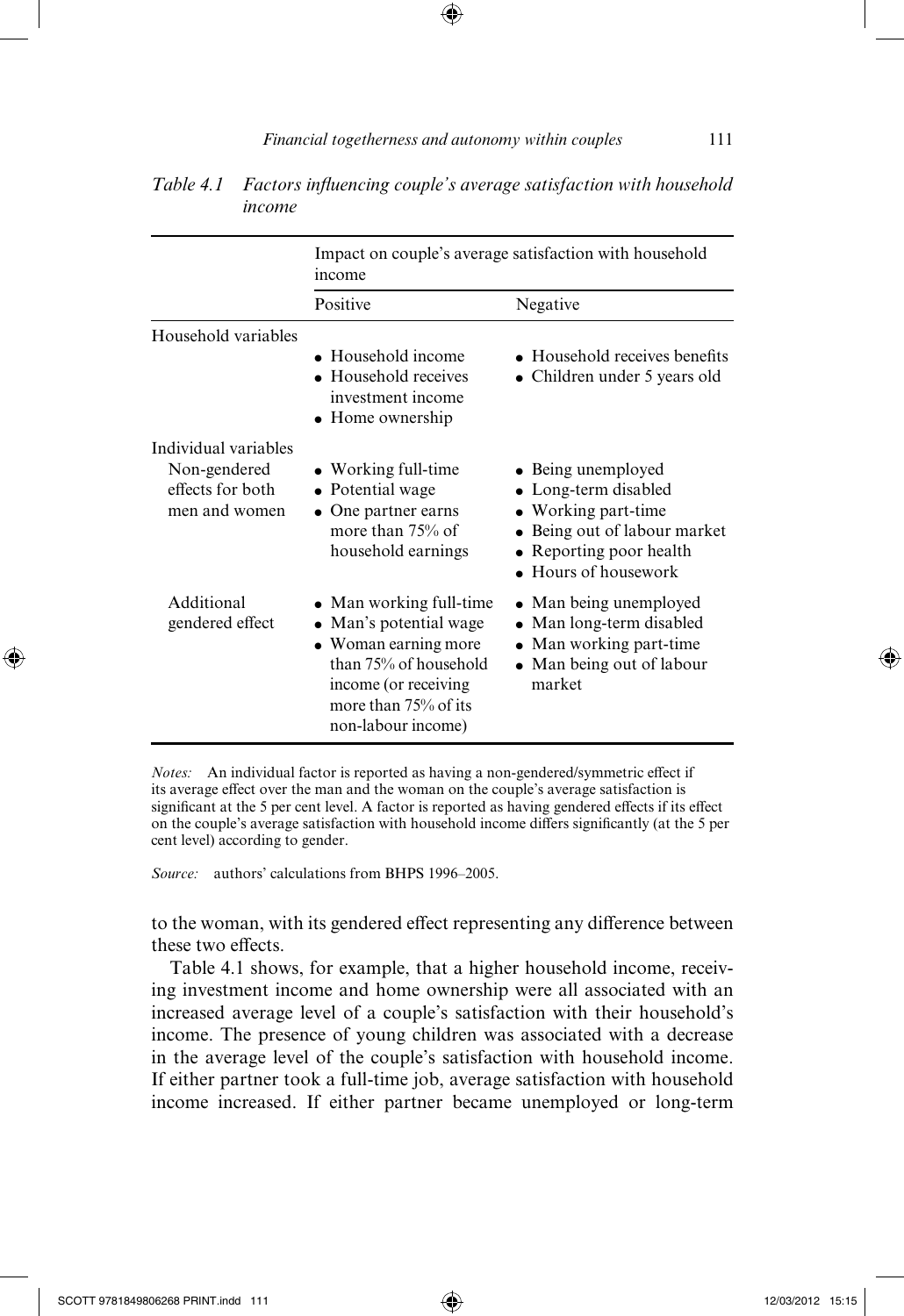*Table 4.1 Factors influencing couple's average satisfaction with household income*

| | Impact on couple's average satisfaction with household income | |
|---|---|---|
| | Positive | Negative |
| Household variables | • Household income<br>• Household receives investment income<br>• Home ownership | • Household receives benefits<br>• Children under 5 years old |
| Individual variables<br>Non-gendered effects for both men and women | • Working full-time<br>• Potential wage<br>• One partner earns more than 75% of household earnings | • Being unemployed<br>• Long-term disabled<br>• Working part-time<br>• Being out of labour market<br>• Reporting poor health<br>• Hours of housework |
| Additional gendered effect | • Man working full-time<br>• Man's potential wage<br>• Woman earning more than 75% of household income (or receiving more than 75% of its non-labour income) | • Man being unemployed<br>• Man long-term disabled<br>• Man working part-time<br>• Man being out of labour market |

*Notes:* An individual factor is reported as having a non-gendered/symmetric effect if its average effect over the man and the woman on the couple's average satisfaction is significant at the 5 per cent level. A factor is reported as having gendered effects if its effect on the couple's average satisfaction with household income differs significantly (at the 5 per cent level) according to gender.

*Source:* authors' calculations from BHPS 1996–2005.

to the woman, with its gendered effect representing any difference between these two effects.

Table 4.1 shows, for example, that a higher household income, receiving investment income and home ownership were all associated with an increased average level of a couple's satisfaction with their household's income. The presence of young children was associated with a decrease in the average level of the couple's satisfaction with household income. If either partner took a full-time job, average satisfaction with household income increased. If either partner became unemployed or long-term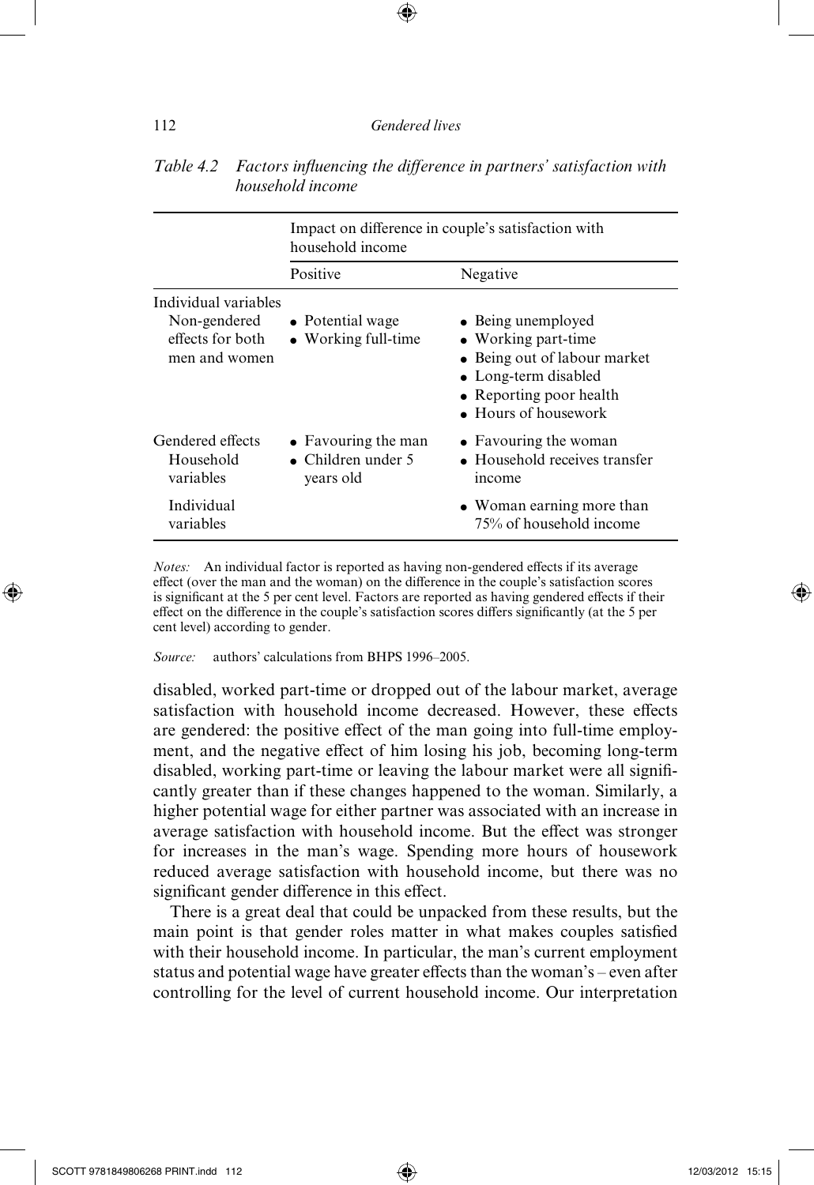*Table 4.2 Factors influencing the difference in partners' satisfaction with household income*

| | Impact on difference in couple's satisfaction with household income | |
|---|---|---|
| | Positive | Negative |
| Individual variables<br>Non-gendered effects for both men and women | • Potential wage<br>• Working full-time | • Being unemployed<br>• Working part-time<br>• Being out of labour market<br>• Long-term disabled<br>• Reporting poor health<br>• Hours of housework |
| Gendered effects<br>Household variables | • Favouring the man<br>• Children under 5 years old | • Favouring the woman<br>• Household receives transfer income |
| Individual variables | | • Woman earning more than 75% of household income |

*Notes:* An individual factor is reported as having non-gendered effects if its average effect (over the man and the woman) on the difference in the couple's satisfaction scores is significant at the 5 per cent level. Factors are reported as having gendered effects if their effect on the difference in the couple's satisfaction scores differs significantly (at the 5 per cent level) according to gender.

*Source:* authors' calculations from BHPS 1996–2005.

disabled, worked part-time or dropped out of the labour market, average satisfaction with household income decreased. However, these effects are gendered: the positive effect of the man going into full-time employment, and the negative effect of him losing his job, becoming long-term disabled, working part-time or leaving the labour market were all significantly greater than if these changes happened to the woman. Similarly, a higher potential wage for either partner was associated with an increase in average satisfaction with household income. But the effect was stronger for increases in the man's wage. Spending more hours of housework reduced average satisfaction with household income, but there was no significant gender difference in this effect.

There is a great deal that could be unpacked from these results, but the main point is that gender roles matter in what makes couples satisfied with their household income. In particular, the man's current employment status and potential wage have greater effects than the woman's – even after controlling for the level of current household income. Our interpretation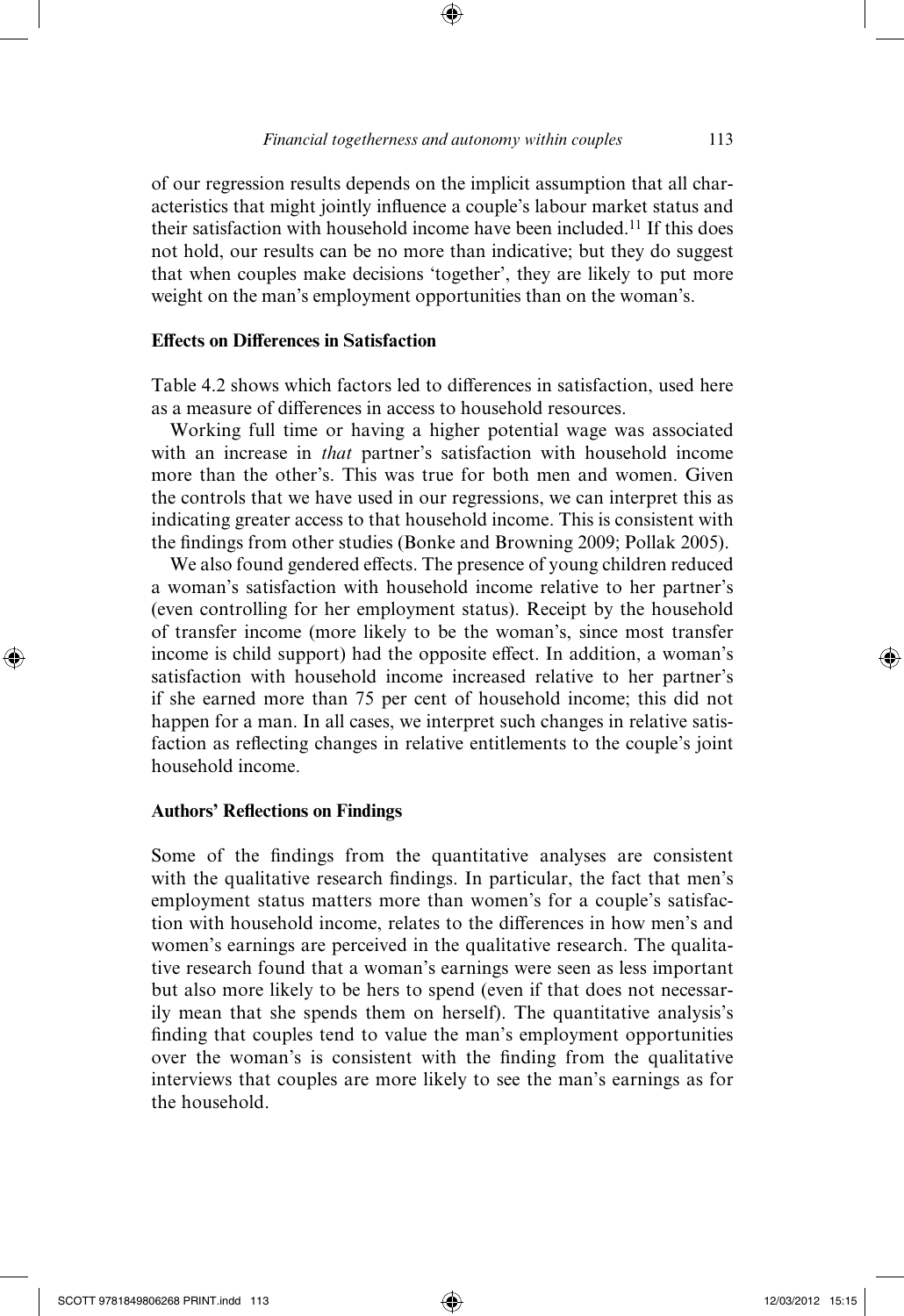of our regression results depends on the implicit assumption that all characteristics that might jointly influence a couple's labour market status and their satisfaction with household income have been included.[11] If this does not hold, our results can be no more than indicative; but they do suggest that when couples make decisions 'together', they are likely to put more weight on the man's employment opportunities than on the woman's.

### Effects on Differences in Satisfaction

Table 4.2 shows which factors led to differences in satisfaction, used here as a measure of differences in access to household resources.

Working full time or having a higher potential wage was associated with an increase in *that* partner's satisfaction with household income more than the other's. This was true for both men and women. Given the controls that we have used in our regressions, we can interpret this as indicating greater access to that household income. This is consistent with the findings from other studies (Bonke and Browning 2009; Pollak 2005).

We also found gendered effects. The presence of young children reduced a woman's satisfaction with household income relative to her partner's (even controlling for her employment status). Receipt by the household of transfer income (more likely to be the woman's, since most transfer income is child support) had the opposite effect. In addition, a woman's satisfaction with household income increased relative to her partner's if she earned more than 75 per cent of household income; this did not happen for a man. In all cases, we interpret such changes in relative satisfaction as reflecting changes in relative entitlements to the couple's joint household income.

### Authors' Reflections on Findings

Some of the findings from the quantitative analyses are consistent with the qualitative research findings. In particular, the fact that men's employment status matters more than women's for a couple's satisfaction with household income, relates to the differences in how men's and women's earnings are perceived in the qualitative research. The qualitative research found that a woman's earnings were seen as less important but also more likely to be hers to spend (even if that does not necessarily mean that she spends them on herself). The quantitative analysis's finding that couples tend to value the man's employment opportunities over the woman's is consistent with the finding from the qualitative interviews that couples are more likely to see the man's earnings as for the household.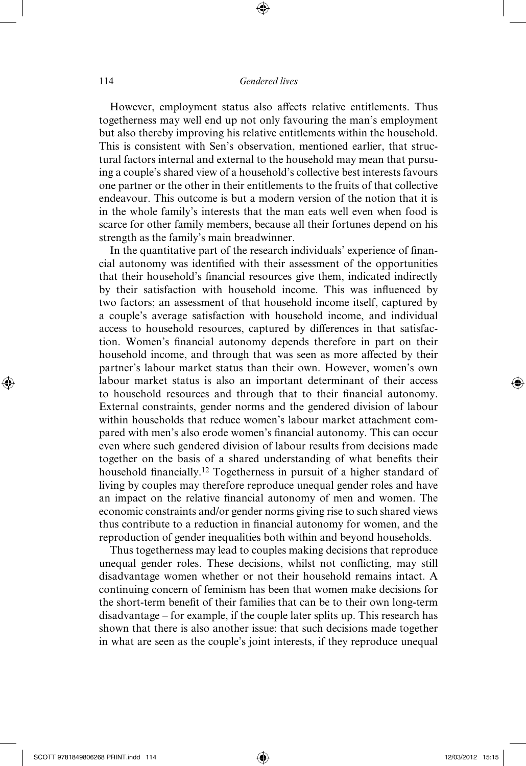However, employment status also affects relative entitlements. Thus togetherness may well end up not only favouring the man's employment but also thereby improving his relative entitlements within the household. This is consistent with Sen's observation, mentioned earlier, that structural factors internal and external to the household may mean that pursuing a couple's shared view of a household's collective best interests favours one partner or the other in their entitlements to the fruits of that collective endeavour. This outcome is but a modern version of the notion that it is in the whole family's interests that the man eats well even when food is scarce for other family members, because all their fortunes depend on his strength as the family's main breadwinner.

In the quantitative part of the research individuals' experience of financial autonomy was identified with their assessment of the opportunities that their household's financial resources give them, indicated indirectly by their satisfaction with household income. This was influenced by two factors; an assessment of that household income itself, captured by a couple's average satisfaction with household income, and individual access to household resources, captured by differences in that satisfaction. Women's financial autonomy depends therefore in part on their household income, and through that was seen as more affected by their partner's labour market status than their own. However, women's own labour market status is also an important determinant of their access to household resources and through that to their financial autonomy. External constraints, gender norms and the gendered division of labour within households that reduce women's labour market attachment compared with men's also erode women's financial autonomy. This can occur even where such gendered division of labour results from decisions made together on the basis of a shared understanding of what benefits their household financially.[12] Togetherness in pursuit of a higher standard of living by couples may therefore reproduce unequal gender roles and have an impact on the relative financial autonomy of men and women. The economic constraints and/or gender norms giving rise to such shared views thus contribute to a reduction in financial autonomy for women, and the reproduction of gender inequalities both within and beyond households.

Thus togetherness may lead to couples making decisions that reproduce unequal gender roles. These decisions, whilst not conflicting, may still disadvantage women whether or not their household remains intact. A continuing concern of feminism has been that women make decisions for the short-term benefit of their families that can be to their own long-term disadvantage – for example, if the couple later splits up. This research has shown that there is also another issue: that such decisions made together in what are seen as the couple's joint interests, if they reproduce unequal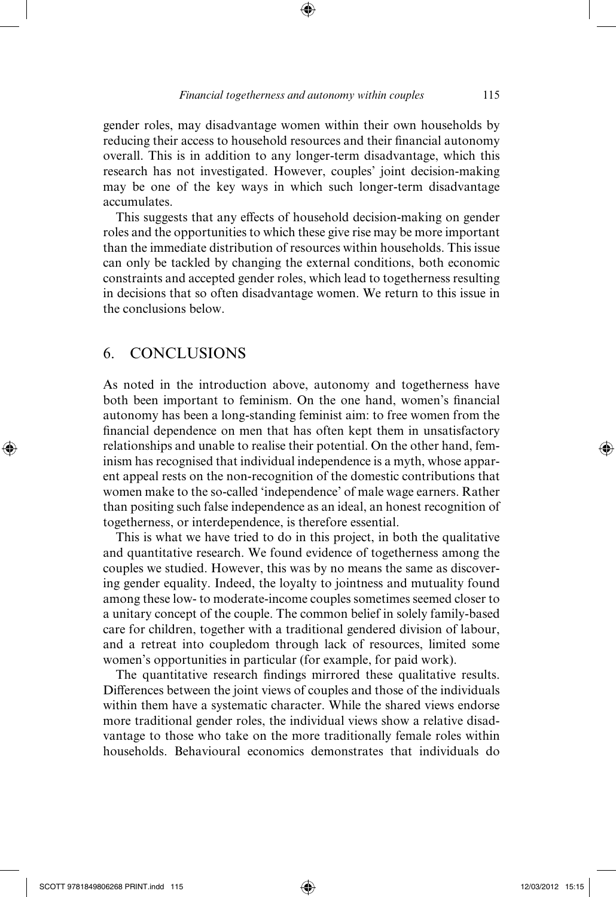gender roles, may disadvantage women within their own households by reducing their access to household resources and their financial autonomy overall. This is in addition to any longer-term disadvantage, which this research has not investigated. However, couples' joint decision-making may be one of the key ways in which such longer-term disadvantage accumulates.

This suggests that any effects of household decision-making on gender roles and the opportunities to which these give rise may be more important than the immediate distribution of resources within households. This issue can only be tackled by changing the external conditions, both economic constraints and accepted gender roles, which lead to togetherness resulting in decisions that so often disadvantage women. We return to this issue in the conclusions below.

## 6. CONCLUSIONS

As noted in the introduction above, autonomy and togetherness have both been important to feminism. On the one hand, women's financial autonomy has been a long-standing feminist aim: to free women from the financial dependence on men that has often kept them in unsatisfactory relationships and unable to realise their potential. On the other hand, feminism has recognised that individual independence is a myth, whose apparent appeal rests on the non-recognition of the domestic contributions that women make to the so-called 'independence' of male wage earners. Rather than positing such false independence as an ideal, an honest recognition of togetherness, or interdependence, is therefore essential.

This is what we have tried to do in this project, in both the qualitative and quantitative research. We found evidence of togetherness among the couples we studied. However, this was by no means the same as discovering gender equality. Indeed, the loyalty to jointness and mutuality found among these low- to moderate-income couples sometimes seemed closer to a unitary concept of the couple. The common belief in solely family-based care for children, together with a traditional gendered division of labour, and a retreat into coupledom through lack of resources, limited some women's opportunities in particular (for example, for paid work).

The quantitative research findings mirrored these qualitative results. Differences between the joint views of couples and those of the individuals within them have a systematic character. While the shared views endorse more traditional gender roles, the individual views show a relative disadvantage to those who take on the more traditionally female roles within households. Behavioural economics demonstrates that individuals do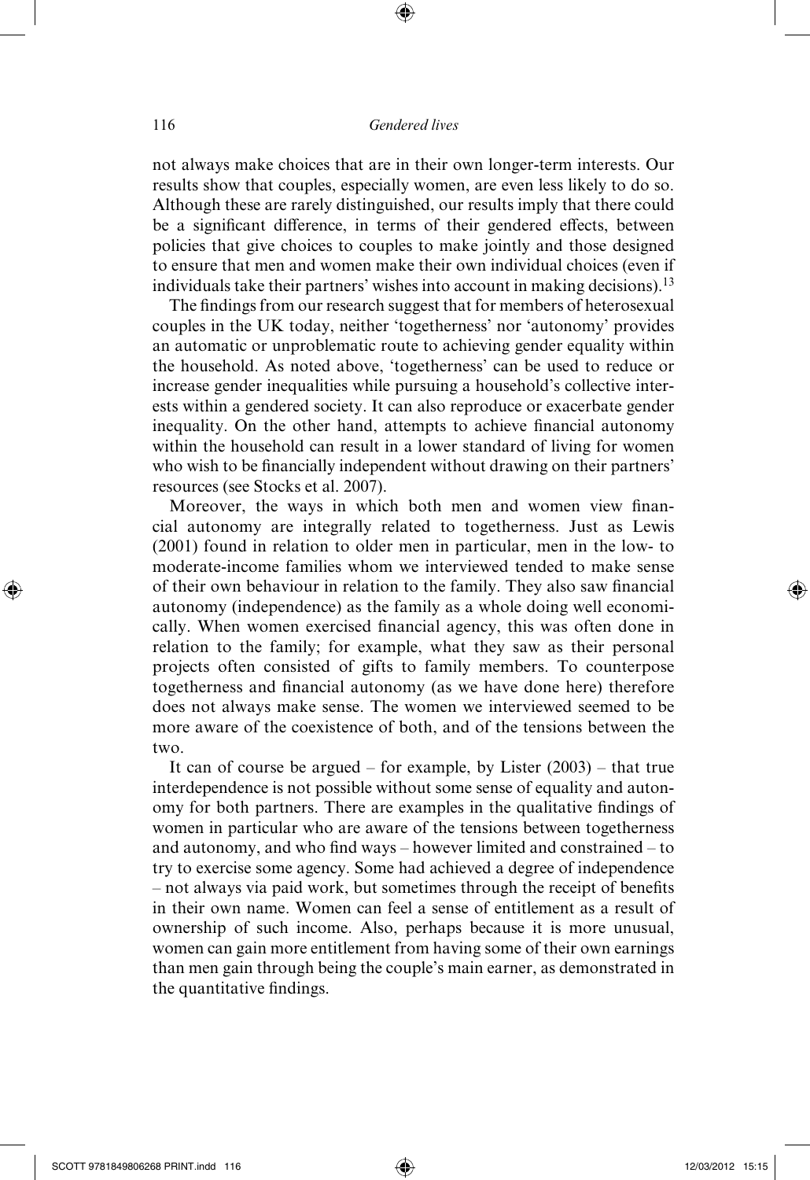not always make choices that are in their own longer-term interests. Our results show that couples, especially women, are even less likely to do so. Although these are rarely distinguished, our results imply that there could be a significant difference, in terms of their gendered effects, between policies that give choices to couples to make jointly and those designed to ensure that men and women make their own individual choices (even if individuals take their partners' wishes into account in making decisions).[13]

The findings from our research suggest that for members of heterosexual couples in the UK today, neither 'togetherness' nor 'autonomy' provides an automatic or unproblematic route to achieving gender equality within the household. As noted above, 'togetherness' can be used to reduce or increase gender inequalities while pursuing a household's collective interests within a gendered society. It can also reproduce or exacerbate gender inequality. On the other hand, attempts to achieve financial autonomy within the household can result in a lower standard of living for women who wish to be financially independent without drawing on their partners' resources (see Stocks et al. 2007).

Moreover, the ways in which both men and women view financial autonomy are integrally related to togetherness. Just as Lewis (2001) found in relation to older men in particular, men in the low- to moderate-income families whom we interviewed tended to make sense of their own behaviour in relation to the family. They also saw financial autonomy (independence) as the family as a whole doing well economically. When women exercised financial agency, this was often done in relation to the family; for example, what they saw as their personal projects often consisted of gifts to family members. To counterpose togetherness and financial autonomy (as we have done here) therefore does not always make sense. The women we interviewed seemed to be more aware of the coexistence of both, and of the tensions between the two.

It can of course be argued – for example, by Lister (2003) – that true interdependence is not possible without some sense of equality and autonomy for both partners. There are examples in the qualitative findings of women in particular who are aware of the tensions between togetherness and autonomy, and who find ways – however limited and constrained – to try to exercise some agency. Some had achieved a degree of independence – not always via paid work, but sometimes through the receipt of benefits in their own name. Women can feel a sense of entitlement as a result of ownership of such income. Also, perhaps because it is more unusual, women can gain more entitlement from having some of their own earnings than men gain through being the couple's main earner, as demonstrated in the quantitative findings.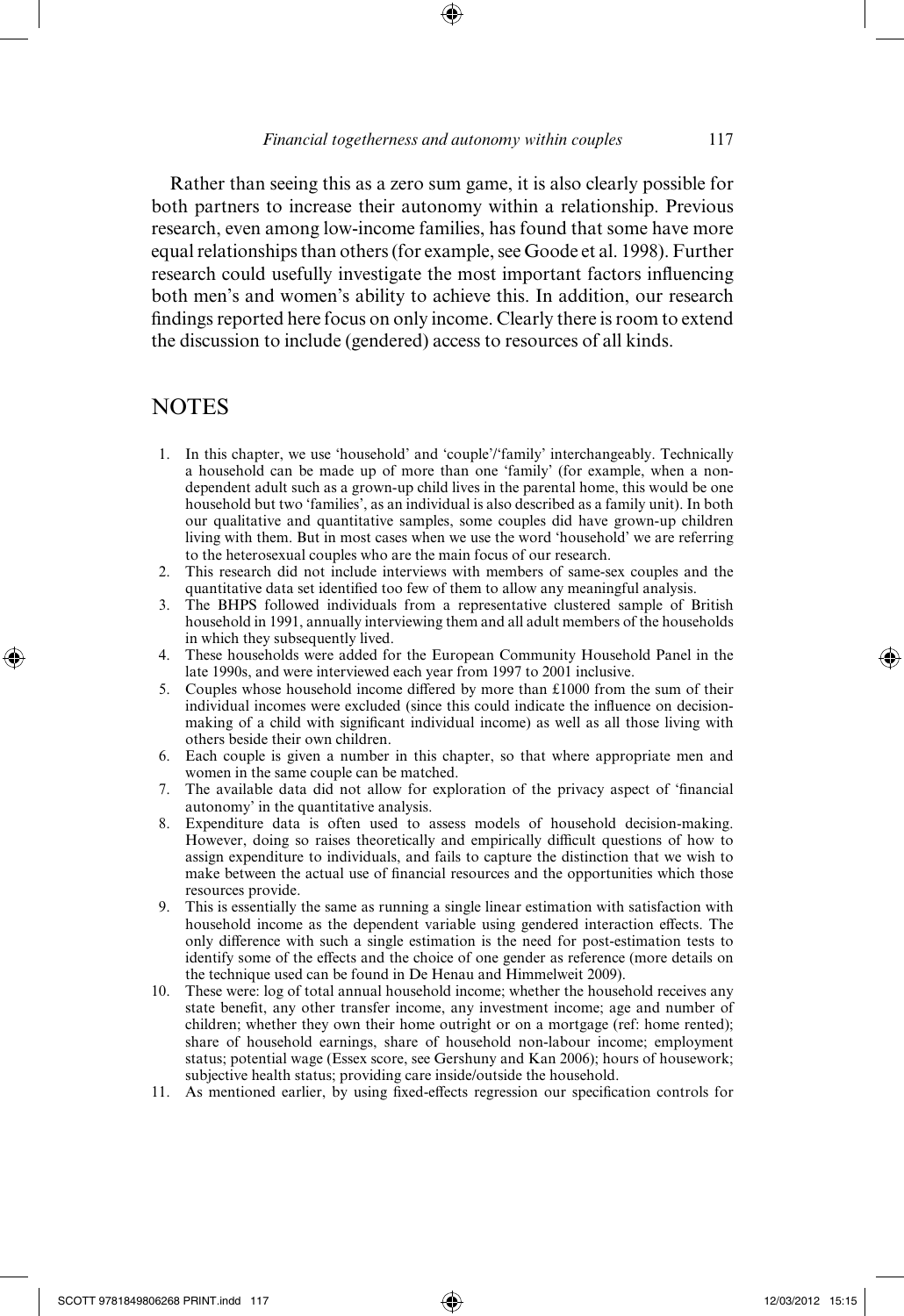Rather than seeing this as a zero sum game, it is also clearly possible for both partners to increase their autonomy within a relationship. Previous research, even among low-income families, has found that some have more equal relationships than others (for example, see Goode et al. 1998). Further research could usefully investigate the most important factors influencing both men's and women's ability to achieve this. In addition, our research findings reported here focus on only income. Clearly there is room to extend the discussion to include (gendered) access to resources of all kinds.

## NOTES

1. In this chapter, we use 'household' and 'couple'/'family' interchangeably. Technically a household can be made up of more than one 'family' (for example, when a non-dependent adult such as a grown-up child lives in the parental home, this would be one household but two 'families', as an individual is also described as a family unit). In both our qualitative and quantitative samples, some couples did have grown-up children living with them. But in most cases when we use the word 'household' we are referring to the heterosexual couples who are the main focus of our research.
2. This research did not include interviews with members of same-sex couples and the quantitative data set identified too few of them to allow any meaningful analysis.
3. The BHPS followed individuals from a representative clustered sample of British household in 1991, annually interviewing them and all adult members of the households in which they subsequently lived.
4. These households were added for the European Community Household Panel in the late 1990s, and were interviewed each year from 1997 to 2001 inclusive.
5. Couples whose household income differed by more than £1000 from the sum of their individual incomes were excluded (since this could indicate the influence on decision-making of a child with significant individual income) as well as all those living with others beside their own children.
6. Each couple is given a number in this chapter, so that where appropriate men and women in the same couple can be matched.
7. The available data did not allow for exploration of the privacy aspect of 'financial autonomy' in the quantitative analysis.
8. Expenditure data is often used to assess models of household decision-making. However, doing so raises theoretically and empirically difficult questions of how to assign expenditure to individuals, and fails to capture the distinction that we wish to make between the actual use of financial resources and the opportunities which those resources provide.
9. This is essentially the same as running a single linear estimation with satisfaction with household income as the dependent variable using gendered interaction effects. The only difference with such a single estimation is the need for post-estimation tests to identify some of the effects and the choice of one gender as reference (more details on the technique used can be found in De Henau and Himmelweit 2009).
10. These were: log of total annual household income; whether the household receives any state benefit, any other transfer income, any investment income; age and number of children; whether they own their home outright or on a mortgage (ref: home rented); share of household earnings, share of household non-labour income; employment status; potential wage (Essex score, see Gershuny and Kan 2006); hours of housework; subjective health status; providing care inside/outside the household.
11. As mentioned earlier, by using fixed-effects regression our specification controls for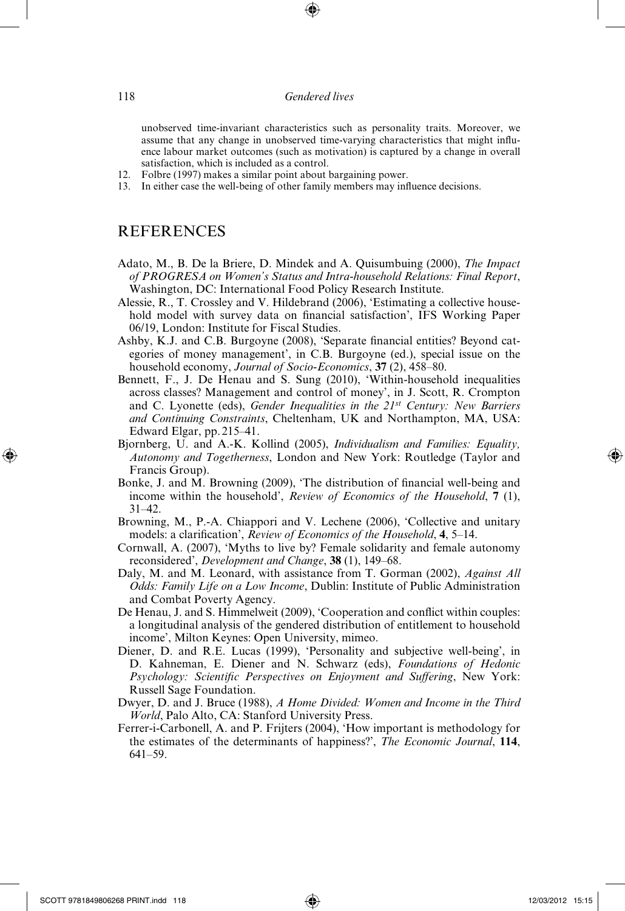unobserved time-invariant characteristics such as personality traits. Moreover, we assume that any change in unobserved time-varying characteristics that might influence labour market outcomes (such as motivation) is captured by a change in overall satisfaction, which is included as a control.

12. Folbre (1997) makes a similar point about bargaining power.
13. In either case the well-being of other family members may influence decisions.

# REFERENCES

Adato, M., B. De la Briere, D. Mindek and A. Quisumbuing (2000), *The Impact of PROGRESA on Women's Status and Intra-household Relations: Final Report*, Washington, DC: International Food Policy Research Institute.

Alessie, R., T. Crossley and V. Hildebrand (2006), 'Estimating a collective household model with survey data on financial satisfaction', IFS Working Paper 06/19, London: Institute for Fiscal Studies.

Ashby, K.J. and C.B. Burgoyne (2008), 'Separate financial entities? Beyond categories of money management', in C.B. Burgoyne (ed.), special issue on the household economy, *Journal of Socio-Economics*, **37** (2), 458–80.

Bennett, F., J. De Henau and S. Sung (2010), 'Within-household inequalities across classes? Management and control of money', in J. Scott, R. Crompton and C. Lyonette (eds), *Gender Inequalities in the 21st Century: New Barriers and Continuing Constraints*, Cheltenham, UK and Northampton, MA, USA: Edward Elgar, pp. 215–41.

Bjornberg, U. and A.-K. Kollind (2005), *Individualism and Families: Equality, Autonomy and Togetherness*, London and New York: Routledge (Taylor and Francis Group).

Bonke, J. and M. Browning (2009), 'The distribution of financial well-being and income within the household', *Review of Economics of the Household*, **7** (1), 31–42.

Browning, M., P.-A. Chiappori and V. Lechene (2006), 'Collective and unitary models: a clarification', *Review of Economics of the Household*, **4**, 5–14.

Cornwall, A. (2007), 'Myths to live by? Female solidarity and female autonomy reconsidered', *Development and Change*, **38** (1), 149–68.

Daly, M. and M. Leonard, with assistance from T. Gorman (2002), *Against All Odds: Family Life on a Low Income*, Dublin: Institute of Public Administration and Combat Poverty Agency.

De Henau, J. and S. Himmelweit (2009), 'Cooperation and conflict within couples: a longitudinal analysis of the gendered distribution of entitlement to household income', Milton Keynes: Open University, mimeo.

Diener, D. and R.E. Lucas (1999), 'Personality and subjective well-being', in D. Kahneman, E. Diener and N. Schwarz (eds), *Foundations of Hedonic Psychology: Scientific Perspectives on Enjoyment and Suffering*, New York: Russell Sage Foundation.

Dwyer, D. and J. Bruce (1988), *A Home Divided: Women and Income in the Third World*, Palo Alto, CA: Stanford University Press.

Ferrer-i-Carbonell, A. and P. Frijters (2004), 'How important is methodology for the estimates of the determinants of happiness?', *The Economic Journal*, **114**, 641–59.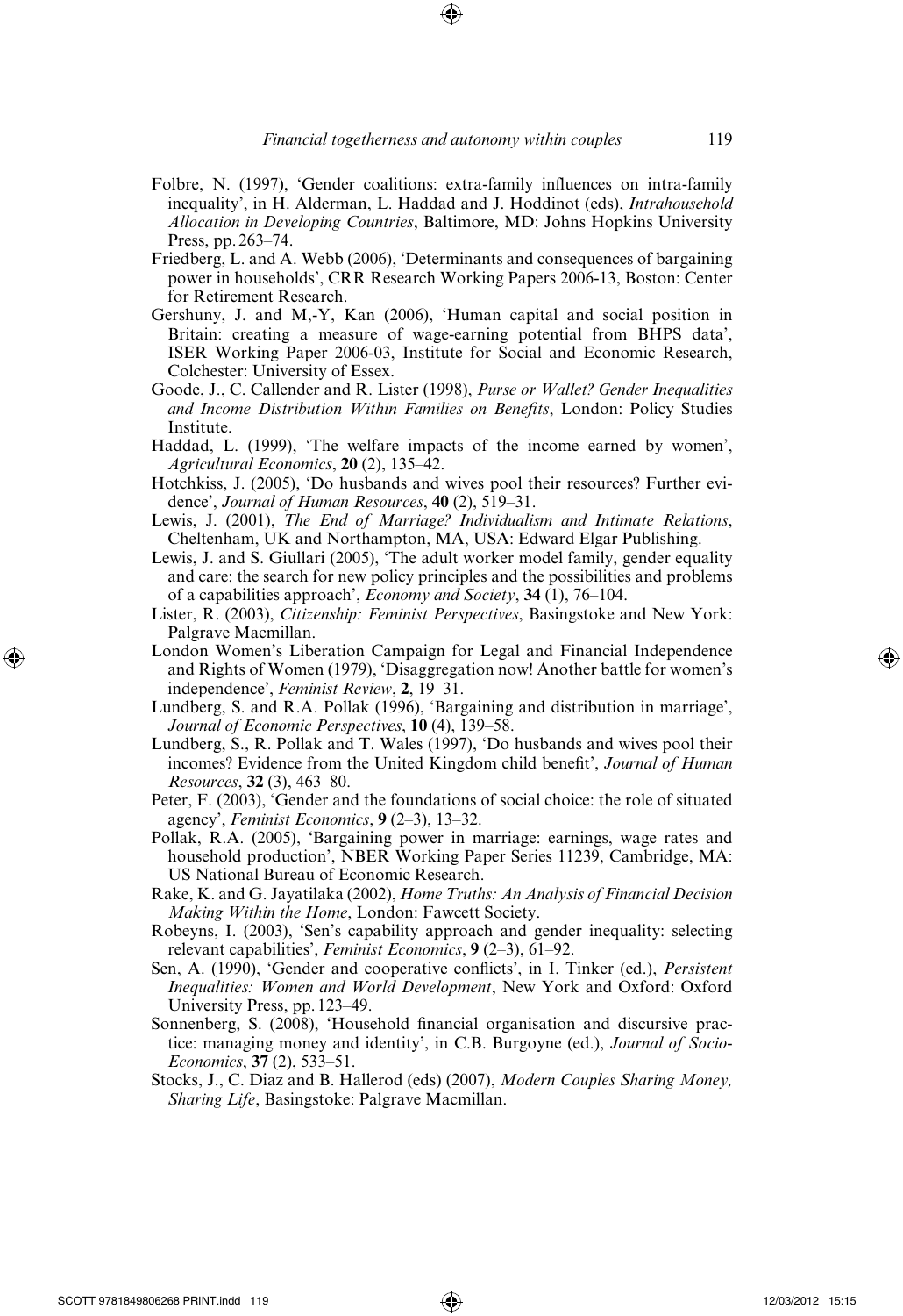Folbre, N. (1997), 'Gender coalitions: extra-family influences on intra-family inequality', in H. Alderman, L. Haddad and J. Hoddinot (eds), *Intrahousehold Allocation in Developing Countries*, Baltimore, MD: Johns Hopkins University Press, pp. 263–74.

Friedberg, L. and A. Webb (2006), 'Determinants and consequences of bargaining power in households', CRR Research Working Papers 2006-13, Boston: Center for Retirement Research.

Gershuny, J. and M,-Y, Kan (2006), 'Human capital and social position in Britain: creating a measure of wage-earning potential from BHPS data', ISER Working Paper 2006-03, Institute for Social and Economic Research, Colchester: University of Essex.

Goode, J., C. Callender and R. Lister (1998), *Purse or Wallet? Gender Inequalities and Income Distribution Within Families on Benefits*, London: Policy Studies Institute.

Haddad, L. (1999), 'The welfare impacts of the income earned by women', *Agricultural Economics*, **20** (2), 135–42.

Hotchkiss, J. (2005), 'Do husbands and wives pool their resources? Further evidence', *Journal of Human Resources*, **40** (2), 519–31.

Lewis, J. (2001), *The End of Marriage? Individualism and Intimate Relations*, Cheltenham, UK and Northampton, MA, USA: Edward Elgar Publishing.

Lewis, J. and S. Giullari (2005), 'The adult worker model family, gender equality and care: the search for new policy principles and the possibilities and problems of a capabilities approach', *Economy and Society*, **34** (1), 76–104.

Lister, R. (2003), *Citizenship: Feminist Perspectives*, Basingstoke and New York: Palgrave Macmillan.

London Women's Liberation Campaign for Legal and Financial Independence and Rights of Women (1979), 'Disaggregation now! Another battle for women's independence', *Feminist Review*, **2**, 19–31.

Lundberg, S. and R.A. Pollak (1996), 'Bargaining and distribution in marriage', *Journal of Economic Perspectives*, **10** (4), 139–58.

Lundberg, S., R. Pollak and T. Wales (1997), 'Do husbands and wives pool their incomes? Evidence from the United Kingdom child benefit', *Journal of Human Resources*, **32** (3), 463–80.

Peter, F. (2003), 'Gender and the foundations of social choice: the role of situated agency', *Feminist Economics*, **9** (2–3), 13–32.

Pollak, R.A. (2005), 'Bargaining power in marriage: earnings, wage rates and household production', NBER Working Paper Series 11239, Cambridge, MA: US National Bureau of Economic Research.

Rake, K. and G. Jayatilaka (2002), *Home Truths: An Analysis of Financial Decision Making Within the Home*, London: Fawcett Society.

Robeyns, I. (2003), 'Sen's capability approach and gender inequality: selecting relevant capabilities', *Feminist Economics*, **9** (2–3), 61–92.

Sen, A. (1990), 'Gender and cooperative conflicts', in I. Tinker (ed.), *Persistent Inequalities: Women and World Development*, New York and Oxford: Oxford University Press, pp. 123–49.

Sonnenberg, S. (2008), 'Household financial organisation and discursive practice: managing money and identity', in C.B. Burgoyne (ed.), *Journal of Socio-Economics*, **37** (2), 533–51.

Stocks, J., C. Diaz and B. Hallerod (eds) (2007), *Modern Couples Sharing Money, Sharing Life*, Basingstoke: Palgrave Macmillan.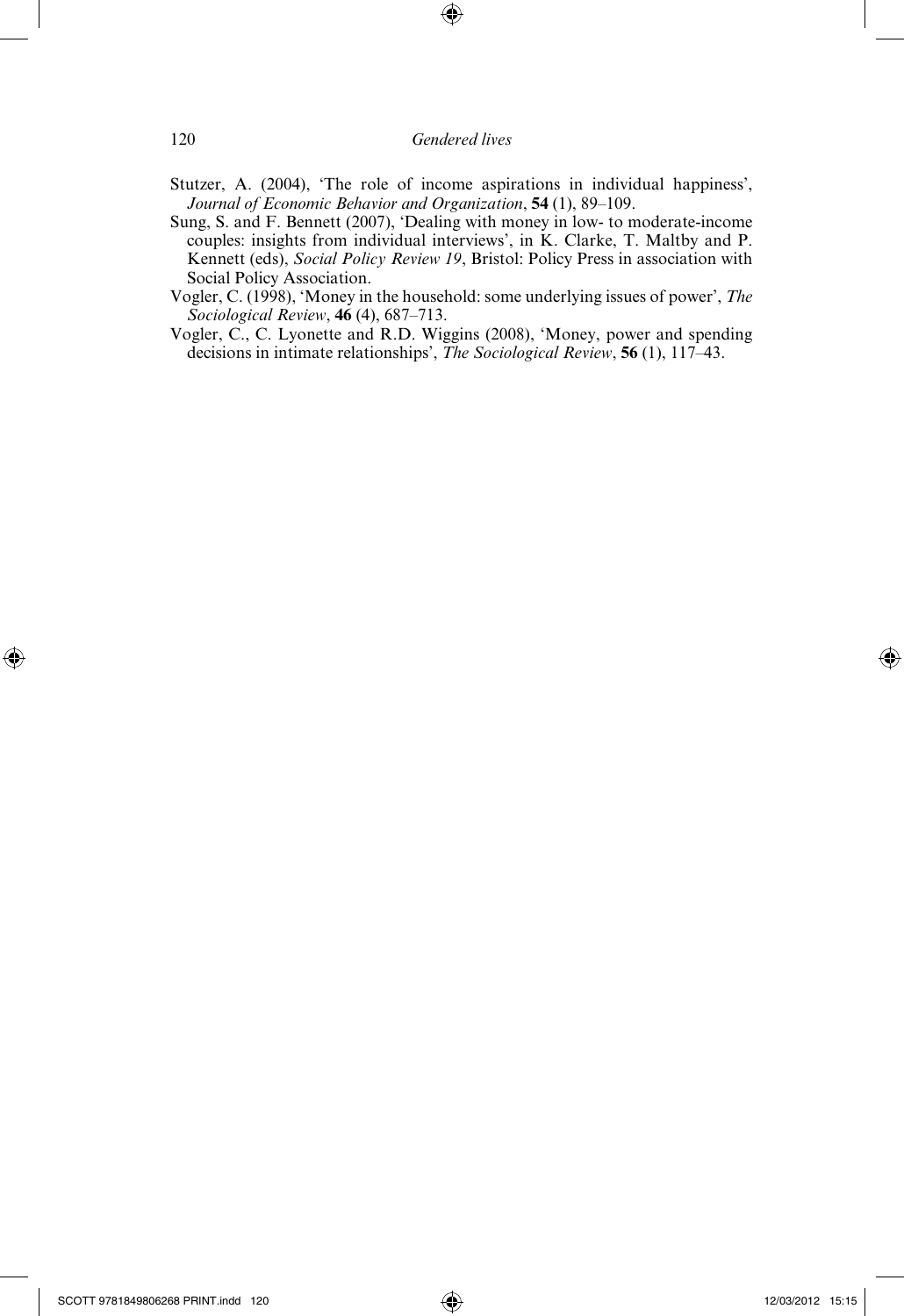Stutzer, A. (2004), 'The role of income aspirations in individual happiness', *Journal of Economic Behavior and Organization*, **54** (1), 89–109.

Sung, S. and F. Bennett (2007), 'Dealing with money in low- to moderate-income couples: insights from individual interviews', in K. Clarke, T. Maltby and P. Kennett (eds), *Social Policy Review 19*, Bristol: Policy Press in association with Social Policy Association.

Vogler, C. (1998), 'Money in the household: some underlying issues of power', *The Sociological Review*, **46** (4), 687–713.

Vogler, C., C. Lyonette and R.D. Wiggins (2008), 'Money, power and spending decisions in intimate relationships', *The Sociological Review*, **56** (1), 117–43.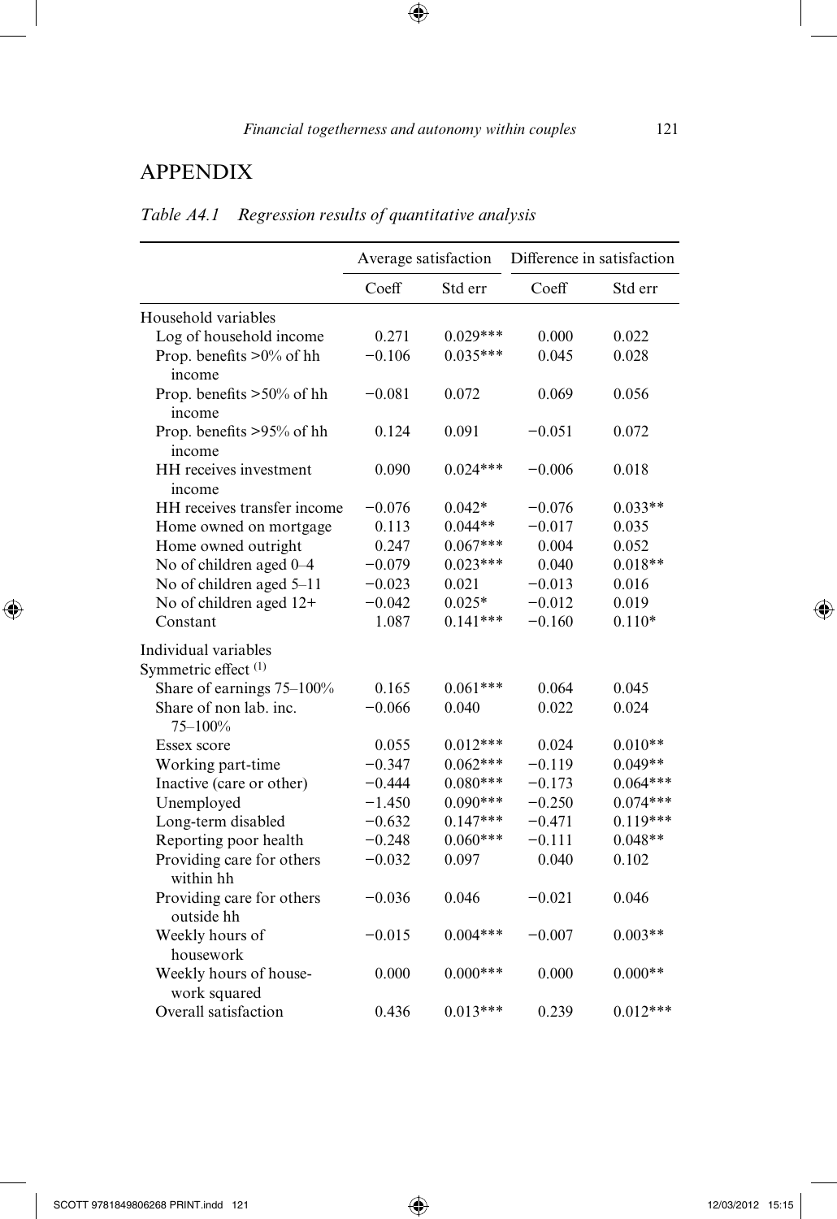## APPENDIX

*Table A4.1 Regression results of quantitative analysis*

| | Average satisfaction | | Difference in satisfaction | |
|---|---|---|---|---|
| | Coeff | Std err | Coeff | Std err |
| Household variables | | | | |
| Log of household income | 0.271 | 0.029*** | 0.000 | 0.022 |
| Prop. benefits >0% of hh income | −0.106 | 0.035*** | 0.045 | 0.028 |
| Prop. benefits >50% of hh income | −0.081 | 0.072 | 0.069 | 0.056 |
| Prop. benefits >95% of hh income | 0.124 | 0.091 | −0.051 | 0.072 |
| HH receives investment income | 0.090 | 0.024*** | −0.006 | 0.018 |
| HH receives transfer income | −0.076 | 0.042* | −0.076 | 0.033** |
| Home owned on mortgage | 0.113 | 0.044** | −0.017 | 0.035 |
| Home owned outright | 0.247 | 0.067*** | 0.004 | 0.052 |
| No of children aged 0–4 | −0.079 | 0.023*** | 0.040 | 0.018** |
| No of children aged 5–11 | −0.023 | 0.021 | −0.013 | 0.016 |
| No of children aged 12+ | −0.042 | 0.025* | −0.012 | 0.019 |
| Constant | 1.087 | 0.141*** | −0.160 | 0.110* |
| Individual variables | | | | |
| Symmetric effect (1) | | | | |
| Share of earnings 75–100% | 0.165 | 0.061*** | 0.064 | 0.045 |
| Share of non lab. inc. 75–100% | −0.066 | 0.040 | 0.022 | 0.024 |
| Essex score | 0.055 | 0.012*** | 0.024 | 0.010** |
| Working part-time | −0.347 | 0.062*** | −0.119 | 0.049** |
| Inactive (care or other) | −0.444 | 0.080*** | −0.173 | 0.064*** |
| Unemployed | −1.450 | 0.090*** | −0.250 | 0.074*** |
| Long-term disabled | −0.632 | 0.147*** | −0.471 | 0.119*** |
| Reporting poor health | −0.248 | 0.060*** | −0.111 | 0.048** |
| Providing care for others within hh | −0.032 | 0.097 | 0.040 | 0.102 |
| Providing care for others outside hh | −0.036 | 0.046 | −0.021 | 0.046 |
| Weekly hours of housework | −0.015 | 0.004*** | −0.007 | 0.003** |
| Weekly hours of house-work squared | 0.000 | 0.000*** | 0.000 | 0.000** |
| Overall satisfaction | 0.436 | 0.013*** | 0.239 | 0.012*** |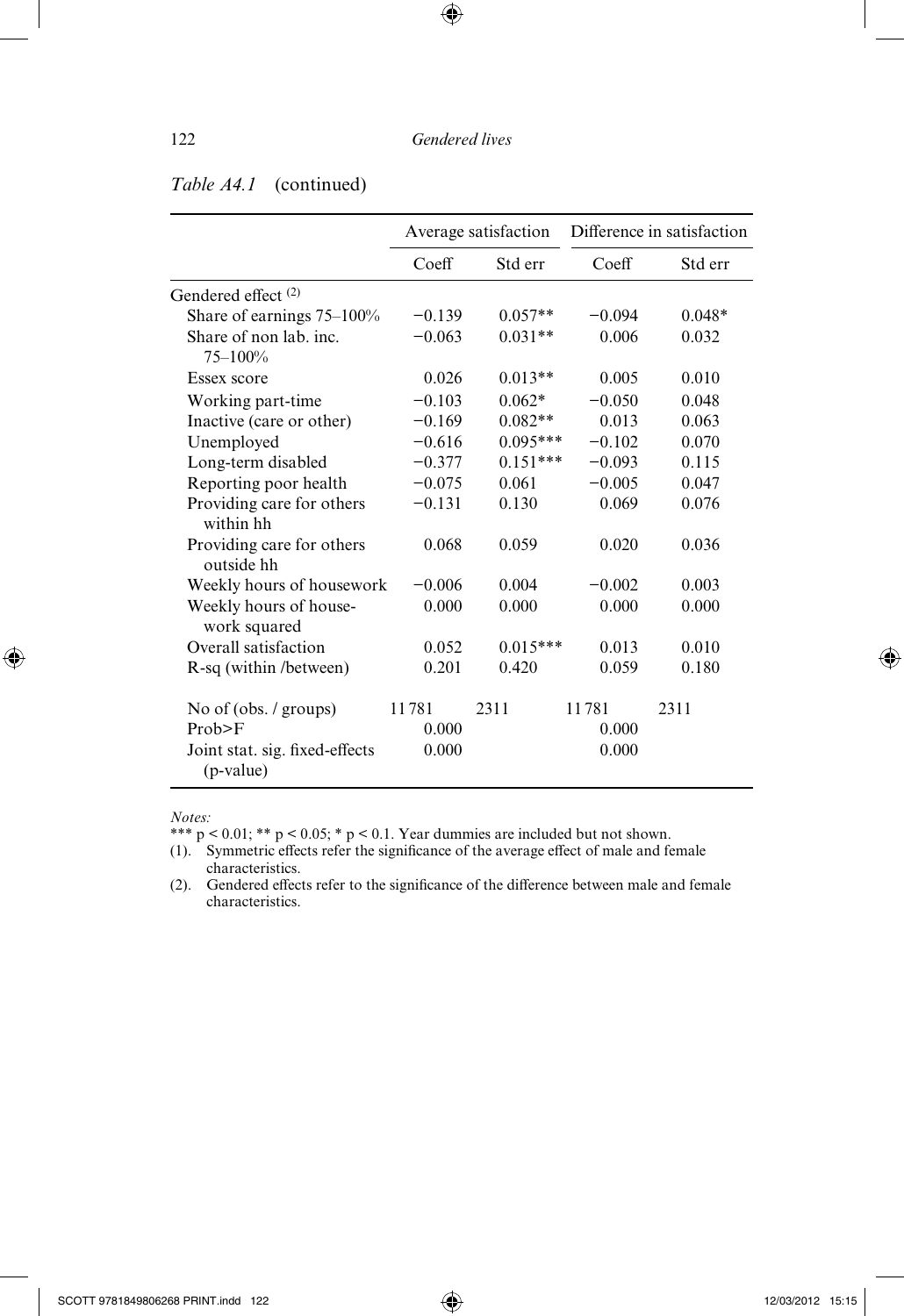*Table A4.1* (continued)

| | Average satisfaction | | Difference in satisfaction | |
|---|---|---|---|---|
| | Coeff | Std err | Coeff | Std err |
| Gendered effect [(2)] | | | | |
| Share of earnings 75–100% | −0.139 | 0.057** | −0.094 | 0.048* |
| Share of non lab. inc. 75–100% | −0.063 | 0.031** | 0.006 | 0.032 |
| Essex score | 0.026 | 0.013** | 0.005 | 0.010 |
| Working part-time | −0.103 | 0.062* | −0.050 | 0.048 |
| Inactive (care or other) | −0.169 | 0.082** | 0.013 | 0.063 |
| Unemployed | −0.616 | 0.095*** | −0.102 | 0.070 |
| Long-term disabled | −0.377 | 0.151*** | −0.093 | 0.115 |
| Reporting poor health | −0.075 | 0.061 | −0.005 | 0.047 |
| Providing care for others within hh | −0.131 | 0.130 | 0.069 | 0.076 |
| Providing care for others outside hh | 0.068 | 0.059 | 0.020 | 0.036 |
| Weekly hours of housework | −0.006 | 0.004 | −0.002 | 0.003 |
| Weekly hours of housework squared | 0.000 | 0.000 | 0.000 | 0.000 |
| Overall satisfaction | 0.052 | 0.015*** | 0.013 | 0.010 |
| R-sq (within /between) | 0.201 | 0.420 | 0.059 | 0.180 |
| No of (obs. / groups) | 11781 | 2311 | 11781 | 2311 |
| Prob>F | 0.000 | | 0.000 | |
| Joint stat. sig. fixed-effects (p-value) | 0.000 | | 0.000 | |

*Notes:*

*** $p < 0.01$; ** $p < 0.05$; * $p < 0.1$. Year dummies are included but not shown.

(1). Symmetric effects refer the significance of the average effect of male and female characteristics.

(2). Gendered effects refer to the significance of the difference between male and female characteristics.